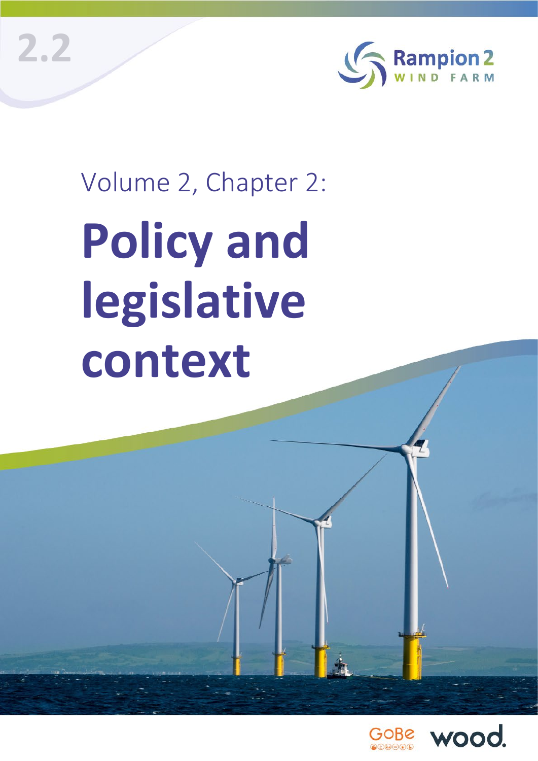2.2

Rampion 2
WIND FARM

Volume 2, Chapter 2:

# Policy and legislative context

GoBe

wood.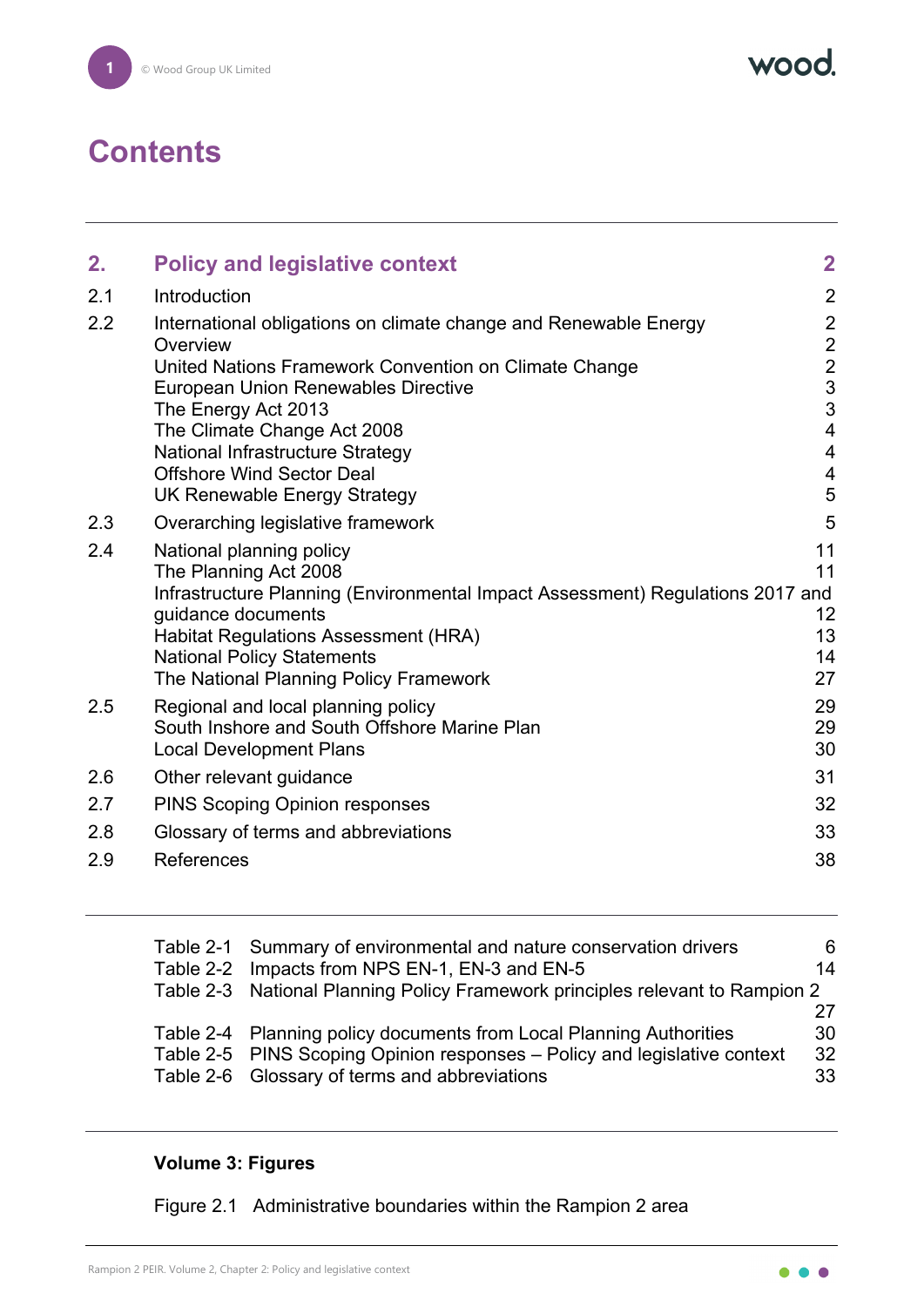# Contents

| | | |
|---|---|---|
| **2.** | **Policy and legislative context** | **2** |
| 2.1 | Introduction | 2 |
| 2.2 | International obligations on climate change and Renewable Energy | 2 |
| | Overview | 2 |
| | United Nations Framework Convention on Climate Change | 2 |
| | European Union Renewables Directive | 3 |
| | The Energy Act 2013 | 3 |
| | The Climate Change Act 2008 | 4 |
| | National Infrastructure Strategy | 4 |
| | Offshore Wind Sector Deal | 4 |
| | UK Renewable Energy Strategy | 5 |
| 2.3 | Overarching legislative framework | 5 |
| 2.4 | National planning policy | 11 |
| | The Planning Act 2008 | 11 |
| | Infrastructure Planning (Environmental Impact Assessment) Regulations 2017 and guidance documents | 12 |
| | Habitat Regulations Assessment (HRA) | 13 |
| | National Policy Statements | 14 |
| | The National Planning Policy Framework | 27 |
| 2.5 | Regional and local planning policy | 29 |
| | South Inshore and South Offshore Marine Plan | 29 |
| | Local Development Plans | 30 |
| 2.6 | Other relevant guidance | 31 |
| 2.7 | PINS Scoping Opinion responses | 32 |
| 2.8 | Glossary of terms and abbreviations | 33 |
| 2.9 | References | 38 |

| | | |
|---|---|---|
| Table 2-1 | Summary of environmental and nature conservation drivers | 6 |
| Table 2-2 | Impacts from NPS EN-1, EN-3 and EN-5 | 14 |
| Table 2-3 | National Planning Policy Framework principles relevant to Rampion 2 | 27 |
| Table 2-4 | Planning policy documents from Local Planning Authorities | 30 |
| Table 2-5 | PINS Scoping Opinion responses – Policy and legislative context | 32 |
| Table 2-6 | Glossary of terms and abbreviations | 33 |

**Volume 3: Figures**

Figure 2.1 Administrative boundaries within the Rampion 2 area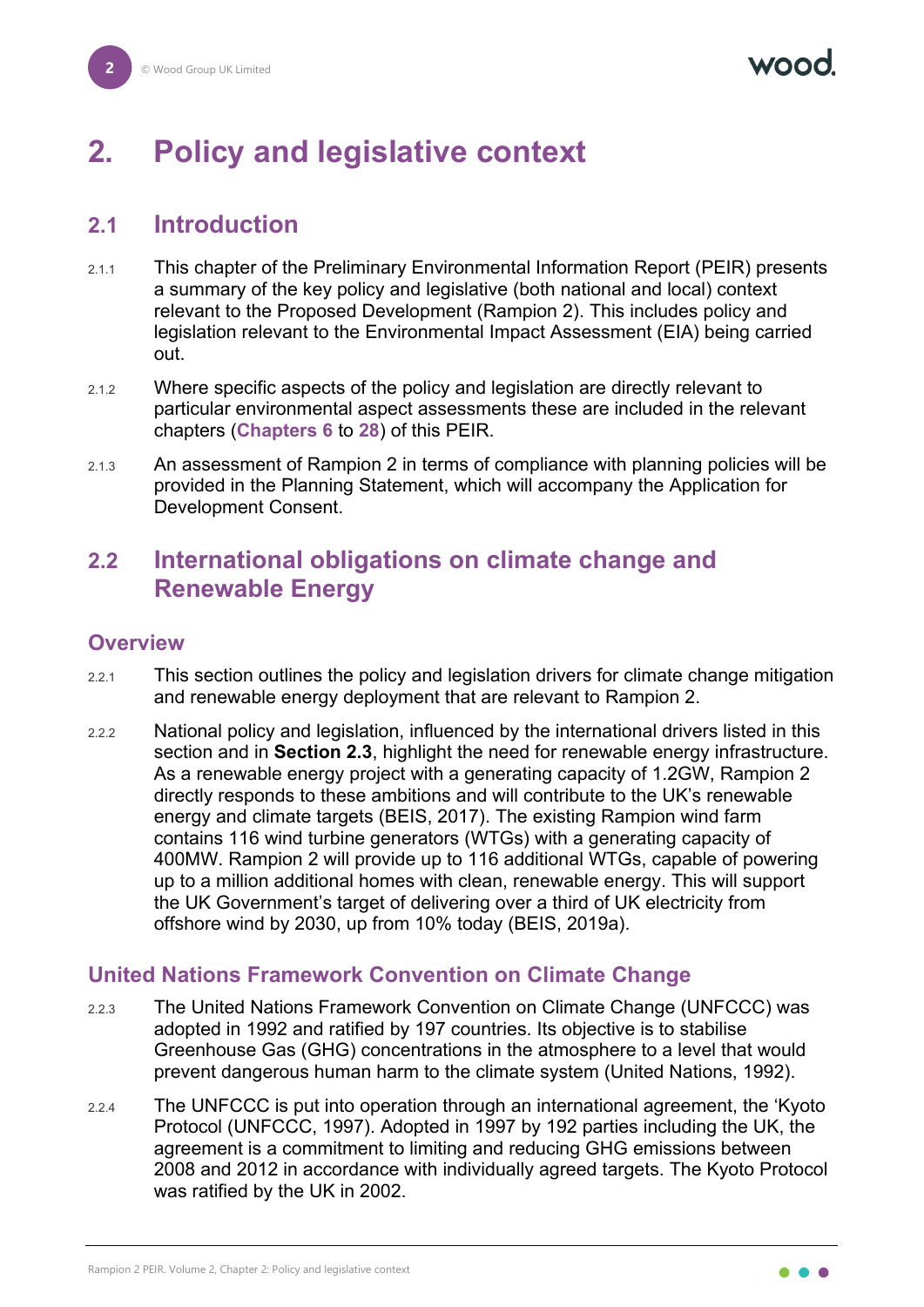# 2. Policy and legislative context

## 2.1 Introduction

2.1.1 This chapter of the Preliminary Environmental Information Report (PEIR) presents a summary of the key policy and legislative (both national and local) context relevant to the Proposed Development (Rampion 2). This includes policy and legislation relevant to the Environmental Impact Assessment (EIA) being carried out.

2.1.2 Where specific aspects of the policy and legislation are directly relevant to particular environmental aspect assessments these are included in the relevant chapters (**Chapters 6** to **28**) of this PEIR.

2.1.3 An assessment of Rampion 2 in terms of compliance with planning policies will be provided in the Planning Statement, which will accompany the Application for Development Consent.

## 2.2 International obligations on climate change and Renewable Energy

### Overview

2.2.1 This section outlines the policy and legislation drivers for climate change mitigation and renewable energy deployment that are relevant to Rampion 2.

2.2.2 National policy and legislation, influenced by the international drivers listed in this section and in **Section 2.3**, highlight the need for renewable energy infrastructure. As a renewable energy project with a generating capacity of 1.2GW, Rampion 2 directly responds to these ambitions and will contribute to the UK's renewable energy and climate targets (BEIS, 2017). The existing Rampion wind farm contains 116 wind turbine generators (WTGs) with a generating capacity of 400MW. Rampion 2 will provide up to 116 additional WTGs, capable of powering up to a million additional homes with clean, renewable energy. This will support the UK Government's target of delivering over a third of UK electricity from offshore wind by 2030, up from 10% today (BEIS, 2019a).

### United Nations Framework Convention on Climate Change

2.2.3 The United Nations Framework Convention on Climate Change (UNFCCC) was adopted in 1992 and ratified by 197 countries. Its objective is to stabilise Greenhouse Gas (GHG) concentrations in the atmosphere to a level that would prevent dangerous human harm to the climate system (United Nations, 1992).

2.2.4 The UNFCCC is put into operation through an international agreement, the 'Kyoto Protocol (UNFCCC, 1997). Adopted in 1997 by 192 parties including the UK, the agreement is a commitment to limiting and reducing GHG emissions between 2008 and 2012 in accordance with individually agreed targets. The Kyoto Protocol was ratified by the UK in 2002.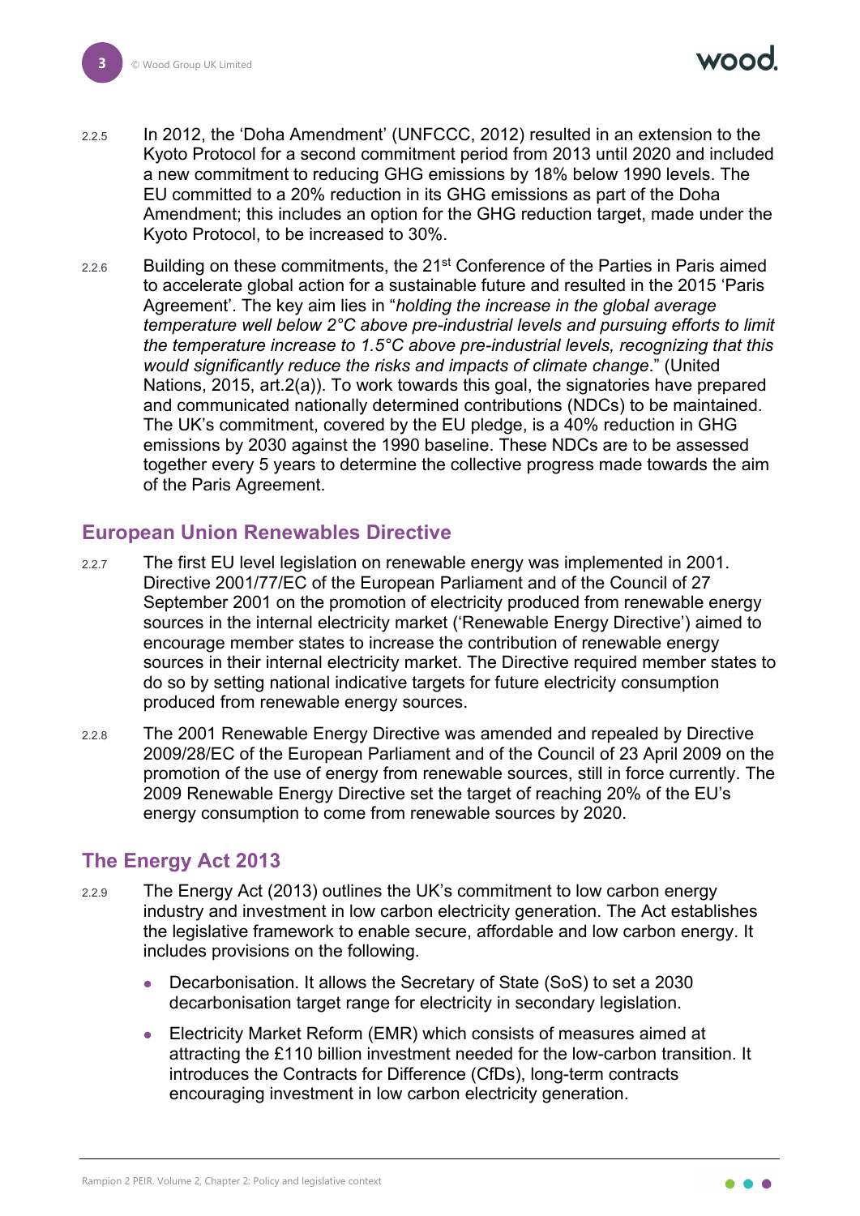2.2.5 In 2012, the 'Doha Amendment' (UNFCCC, 2012) resulted in an extension to the Kyoto Protocol for a second commitment period from 2013 until 2020 and included a new commitment to reducing GHG emissions by 18% below 1990 levels. The EU committed to a 20% reduction in its GHG emissions as part of the Doha Amendment; this includes an option for the GHG reduction target, made under the Kyoto Protocol, to be increased to 30%.

2.2.6 Building on these commitments, the 21st Conference of the Parties in Paris aimed to accelerate global action for a sustainable future and resulted in the 2015 'Paris Agreement'. The key aim lies in "*holding the increase in the global average temperature well below 2°C above pre-industrial levels and pursuing efforts to limit the temperature increase to 1.5°C above pre-industrial levels, recognizing that this would significantly reduce the risks and impacts of climate change*." (United Nations, 2015, art.2(a)). To work towards this goal, the signatories have prepared and communicated nationally determined contributions (NDCs) to be maintained. The UK's commitment, covered by the EU pledge, is a 40% reduction in GHG emissions by 2030 against the 1990 baseline. These NDCs are to be assessed together every 5 years to determine the collective progress made towards the aim of the Paris Agreement.

## European Union Renewables Directive

2.2.7 The first EU level legislation on renewable energy was implemented in 2001. Directive 2001/77/EC of the European Parliament and of the Council of 27 September 2001 on the promotion of electricity produced from renewable energy sources in the internal electricity market ('Renewable Energy Directive') aimed to encourage member states to increase the contribution of renewable energy sources in their internal electricity market. The Directive required member states to do so by setting national indicative targets for future electricity consumption produced from renewable energy sources.

2.2.8 The 2001 Renewable Energy Directive was amended and repealed by Directive 2009/28/EC of the European Parliament and of the Council of 23 April 2009 on the promotion of the use of energy from renewable sources, still in force currently. The 2009 Renewable Energy Directive set the target of reaching 20% of the EU's energy consumption to come from renewable sources by 2020.

## The Energy Act 2013

2.2.9 The Energy Act (2013) outlines the UK's commitment to low carbon energy industry and investment in low carbon electricity generation. The Act establishes the legislative framework to enable secure, affordable and low carbon energy. It includes provisions on the following.

- Decarbonisation. It allows the Secretary of State (SoS) to set a 2030 decarbonisation target range for electricity in secondary legislation.
- Electricity Market Reform (EMR) which consists of measures aimed at attracting the £110 billion investment needed for the low-carbon transition. It introduces the Contracts for Difference (CfDs), long-term contracts encouraging investment in low carbon electricity generation.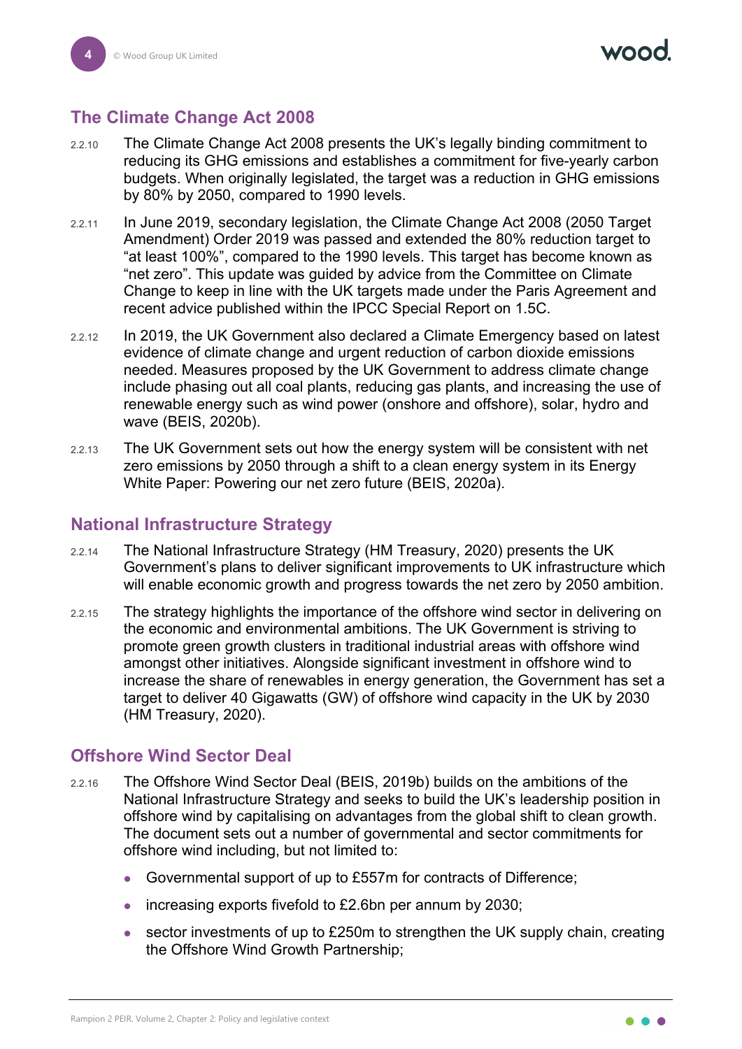## The Climate Change Act 2008

2.2.10 The Climate Change Act 2008 presents the UK's legally binding commitment to reducing its GHG emissions and establishes a commitment for five-yearly carbon budgets. When originally legislated, the target was a reduction in GHG emissions by 80% by 2050, compared to 1990 levels.

2.2.11 In June 2019, secondary legislation, the Climate Change Act 2008 (2050 Target Amendment) Order 2019 was passed and extended the 80% reduction target to "at least 100%", compared to the 1990 levels. This target has become known as "net zero". This update was guided by advice from the Committee on Climate Change to keep in line with the UK targets made under the Paris Agreement and recent advice published within the IPCC Special Report on 1.5C.

2.2.12 In 2019, the UK Government also declared a Climate Emergency based on latest evidence of climate change and urgent reduction of carbon dioxide emissions needed. Measures proposed by the UK Government to address climate change include phasing out all coal plants, reducing gas plants, and increasing the use of renewable energy such as wind power (onshore and offshore), solar, hydro and wave (BEIS, 2020b).

2.2.13 The UK Government sets out how the energy system will be consistent with net zero emissions by 2050 through a shift to a clean energy system in its Energy White Paper: Powering our net zero future (BEIS, 2020a).

## National Infrastructure Strategy

2.2.14 The National Infrastructure Strategy (HM Treasury, 2020) presents the UK Government's plans to deliver significant improvements to UK infrastructure which will enable economic growth and progress towards the net zero by 2050 ambition.

2.2.15 The strategy highlights the importance of the offshore wind sector in delivering on the economic and environmental ambitions. The UK Government is striving to promote green growth clusters in traditional industrial areas with offshore wind amongst other initiatives. Alongside significant investment in offshore wind to increase the share of renewables in energy generation, the Government has set a target to deliver 40 Gigawatts (GW) of offshore wind capacity in the UK by 2030 (HM Treasury, 2020).

## Offshore Wind Sector Deal

2.2.16 The Offshore Wind Sector Deal (BEIS, 2019b) builds on the ambitions of the National Infrastructure Strategy and seeks to build the UK's leadership position in offshore wind by capitalising on advantages from the global shift to clean growth. The document sets out a number of governmental and sector commitments for offshore wind including, but not limited to:

- Governmental support of up to £557m for contracts of Difference;
- increasing exports fivefold to £2.6bn per annum by 2030;
- sector investments of up to £250m to strengthen the UK supply chain, creating the Offshore Wind Growth Partnership;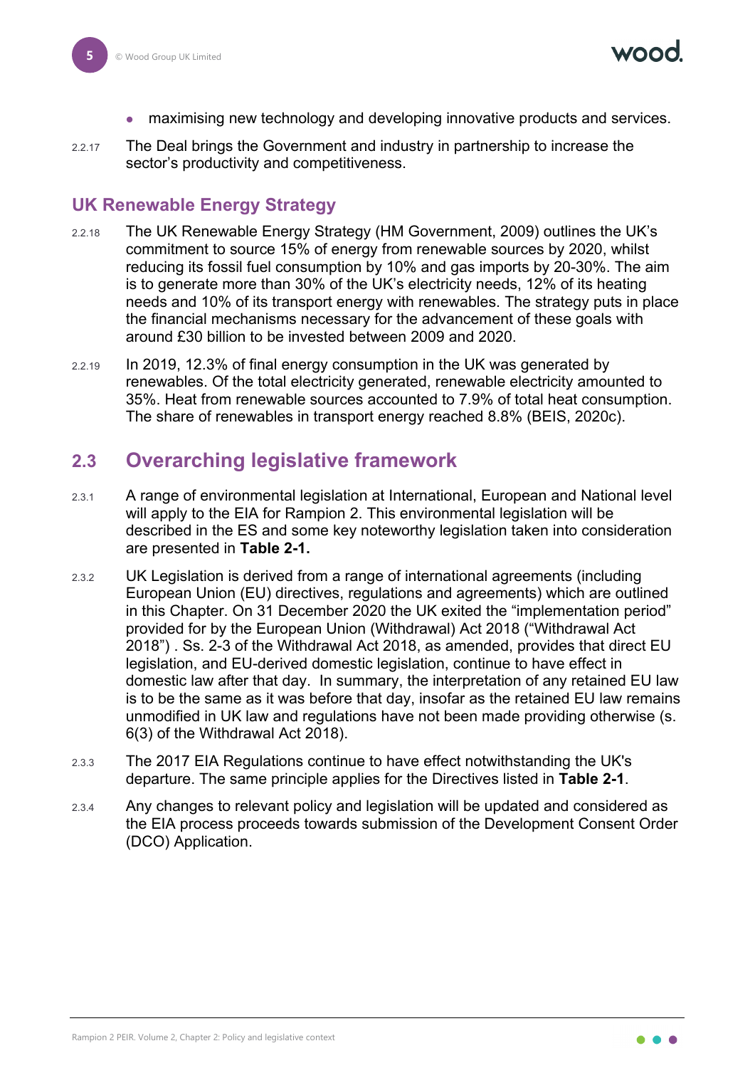- maximising new technology and developing innovative products and services.

2.2.17 The Deal brings the Government and industry in partnership to increase the sector's productivity and competitiveness.

### UK Renewable Energy Strategy

2.2.18 The UK Renewable Energy Strategy (HM Government, 2009) outlines the UK's commitment to source 15% of energy from renewable sources by 2020, whilst reducing its fossil fuel consumption by 10% and gas imports by 20-30%. The aim is to generate more than 30% of the UK's electricity needs, 12% of its heating needs and 10% of its transport energy with renewables. The strategy puts in place the financial mechanisms necessary for the advancement of these goals with around £30 billion to be invested between 2009 and 2020.

2.2.19 In 2019, 12.3% of final energy consumption in the UK was generated by renewables. Of the total electricity generated, renewable electricity amounted to 35%. Heat from renewable sources accounted to 7.9% of total heat consumption. The share of renewables in transport energy reached 8.8% (BEIS, 2020c).

## 2.3 Overarching legislative framework

2.3.1 A range of environmental legislation at International, European and National level will apply to the EIA for Rampion 2. This environmental legislation will be described in the ES and some key noteworthy legislation taken into consideration are presented in **Table 2-1.**

2.3.2 UK Legislation is derived from a range of international agreements (including European Union (EU) directives, regulations and agreements) which are outlined in this Chapter. On 31 December 2020 the UK exited the "implementation period" provided for by the European Union (Withdrawal) Act 2018 ("Withdrawal Act 2018") . Ss. 2-3 of the Withdrawal Act 2018, as amended, provides that direct EU legislation, and EU-derived domestic legislation, continue to have effect in domestic law after that day. In summary, the interpretation of any retained EU law is to be the same as it was before that day, insofar as the retained EU law remains unmodified in UK law and regulations have not been made providing otherwise (s. 6(3) of the Withdrawal Act 2018).

2.3.3 The 2017 EIA Regulations continue to have effect notwithstanding the UK's departure. The same principle applies for the Directives listed in **Table 2-1**.

2.3.4 Any changes to relevant policy and legislation will be updated and considered as the EIA process proceeds towards submission of the Development Consent Order (DCO) Application.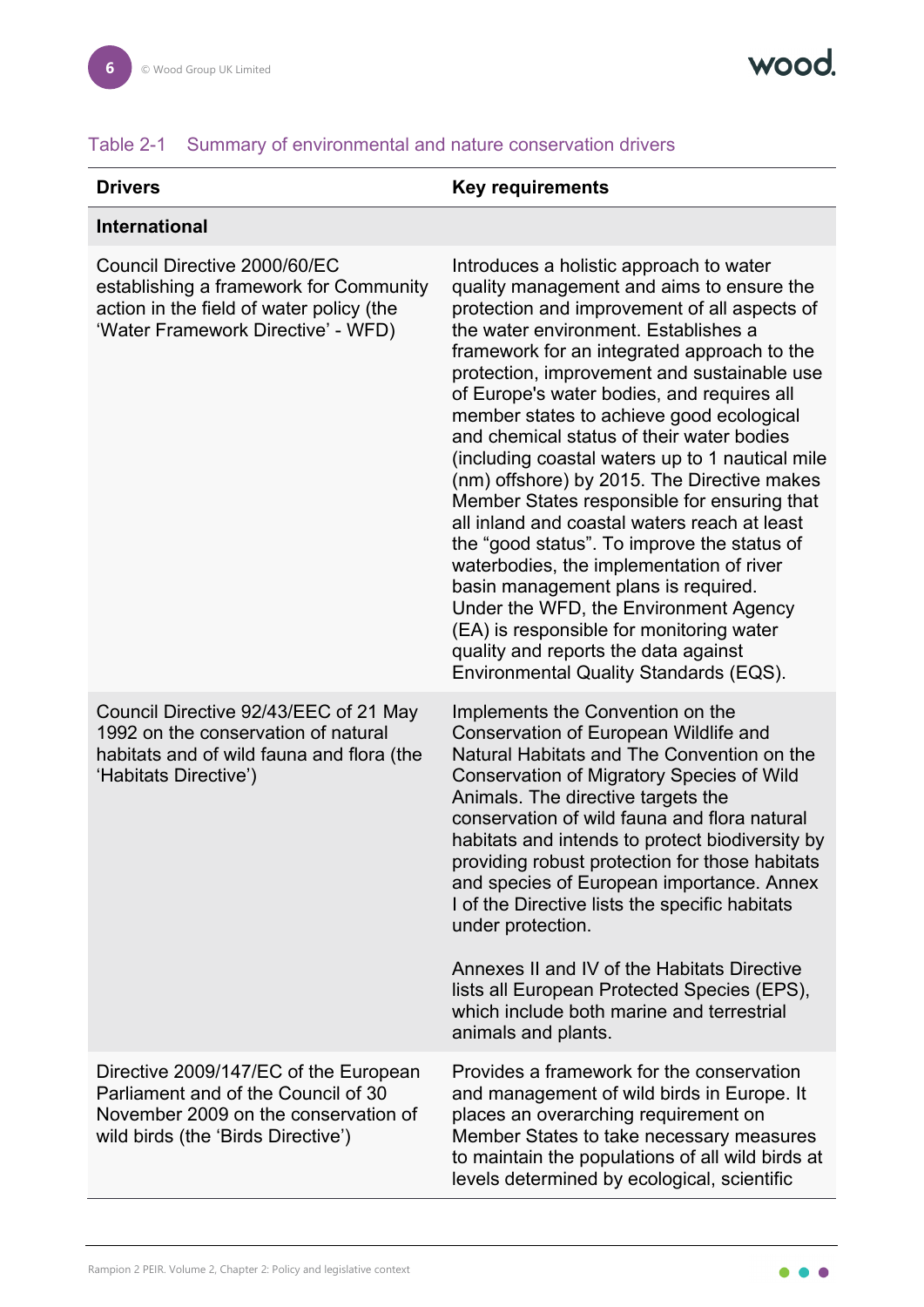Table 2-1 Summary of environmental and nature conservation drivers

| Drivers | Key requirements |
|---|---|
| **International** | |
| Council Directive 2000/60/EC establishing a framework for Community action in the field of water policy (the 'Water Framework Directive' - WFD) | Introduces a holistic approach to water quality management and aims to ensure the protection and improvement of all aspects of the water environment. Establishes a framework for an integrated approach to the protection, improvement and sustainable use of Europe's water bodies, and requires all member states to achieve good ecological and chemical status of their water bodies (including coastal waters up to 1 nautical mile (nm) offshore) by 2015. The Directive makes Member States responsible for ensuring that all inland and coastal waters reach at least the "good status". To improve the status of waterbodies, the implementation of river basin management plans is required. Under the WFD, the Environment Agency (EA) is responsible for monitoring water quality and reports the data against Environmental Quality Standards (EQS). |
| Council Directive 92/43/EEC of 21 May 1992 on the conservation of natural habitats and of wild fauna and flora (the 'Habitats Directive') | Implements the Convention on the Conservation of European Wildlife and Natural Habitats and The Convention on the Conservation of Migratory Species of Wild Animals. The directive targets the conservation of wild fauna and flora natural habitats and intends to protect biodiversity by providing robust protection for those habitats and species of European importance. Annex I of the Directive lists the specific habitats under protection.<br><br>Annexes II and IV of the Habitats Directive lists all European Protected Species (EPS), which include both marine and terrestrial animals and plants. |
| Directive 2009/147/EC of the European Parliament and of the Council of 30 November 2009 on the conservation of wild birds (the 'Birds Directive') | Provides a framework for the conservation and management of wild birds in Europe. It places an overarching requirement on Member States to take necessary measures to maintain the populations of all wild birds at levels determined by ecological, scientific |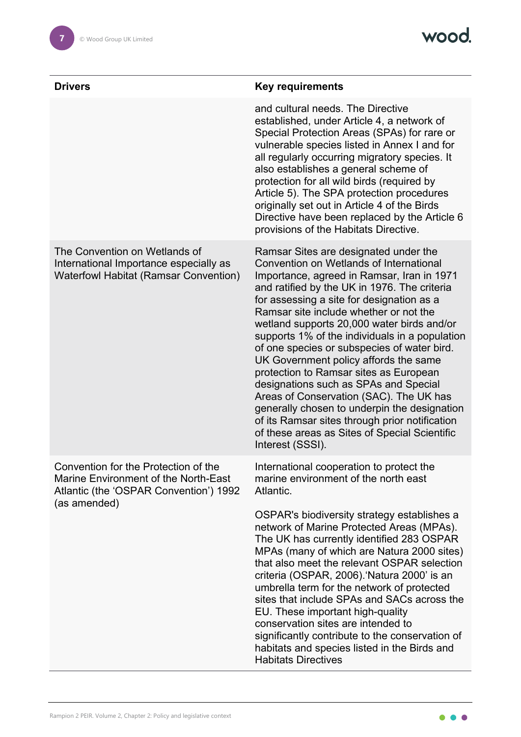| Drivers | Key requirements |
|---|---|
| | and cultural needs. The Directive established, under Article 4, a network of Special Protection Areas (SPAs) for rare or vulnerable species listed in Annex I and for all regularly occurring migratory species. It also establishes a general scheme of protection for all wild birds (required by Article 5). The SPA protection procedures originally set out in Article 4 of the Birds Directive have been replaced by the Article 6 provisions of the Habitats Directive. |
| The Convention on Wetlands of International Importance especially as Waterfowl Habitat (Ramsar Convention) | Ramsar Sites are designated under the Convention on Wetlands of International Importance, agreed in Ramsar, Iran in 1971 and ratified by the UK in 1976. The criteria for assessing a site for designation as a Ramsar site include whether or not the wetland supports 20,000 water birds and/or supports 1% of the individuals in a population of one species or subspecies of water bird. UK Government policy affords the same protection to Ramsar sites as European designations such as SPAs and Special Areas of Conservation (SAC). The UK has generally chosen to underpin the designation of its Ramsar sites through prior notification of these areas as Sites of Special Scientific Interest (SSSI). |
| Convention for the Protection of the Marine Environment of the North-East Atlantic (the 'OSPAR Convention') 1992 (as amended) | International cooperation to protect the marine environment of the north east Atlantic.<br><br>OSPAR's biodiversity strategy establishes a network of Marine Protected Areas (MPAs). The UK has currently identified 283 OSPAR MPAs (many of which are Natura 2000 sites) that also meet the relevant OSPAR selection criteria (OSPAR, 2006).'Natura 2000' is an umbrella term for the network of protected sites that include SPAs and SACs across the EU. These important high-quality conservation sites are intended to significantly contribute to the conservation of habitats and species listed in the Birds and Habitats Directives |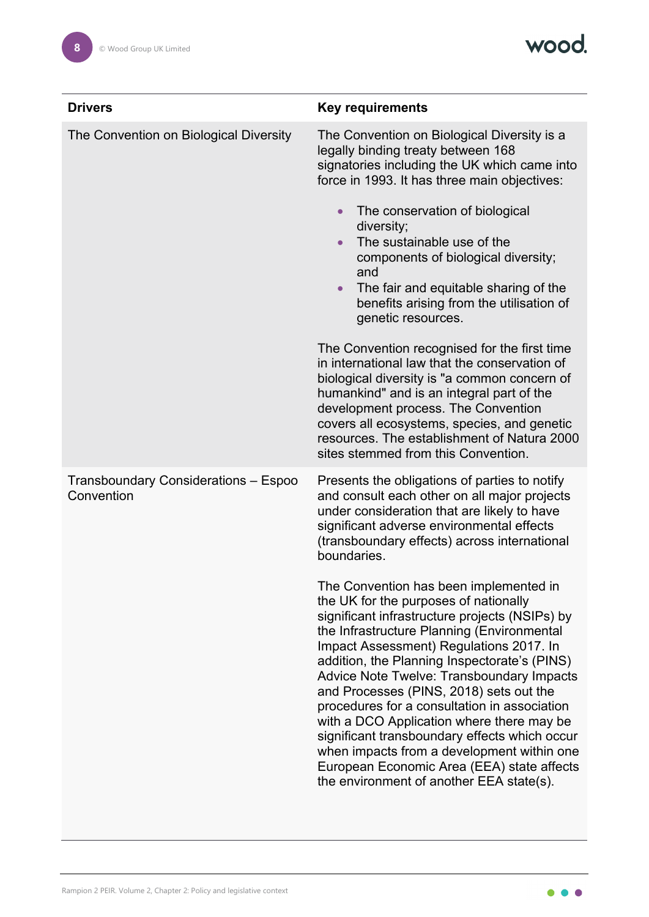| Drivers | Key requirements |
| --- | --- |
| The Convention on Biological Diversity | The Convention on Biological Diversity is a legally binding treaty between 168 signatories including the UK which came into force in 1993. It has three main objectives:<br><br>• The conservation of biological diversity;<br>• The sustainable use of the components of biological diversity; and<br>• The fair and equitable sharing of the benefits arising from the utilisation of genetic resources.<br><br>The Convention recognised for the first time in international law that the conservation of biological diversity is "a common concern of humankind" and is an integral part of the development process. The Convention covers all ecosystems, species, and genetic resources. The establishment of Natura 2000 sites stemmed from this Convention. |
| Transboundary Considerations – Espoo Convention | Presents the obligations of parties to notify and consult each other on all major projects under consideration that are likely to have significant adverse environmental effects (transboundary effects) across international boundaries.<br><br>The Convention has been implemented in the UK for the purposes of nationally significant infrastructure projects (NSIPs) by the Infrastructure Planning (Environmental Impact Assessment) Regulations 2017. In addition, the Planning Inspectorate's (PINS) Advice Note Twelve: Transboundary Impacts and Processes (PINS, 2018) sets out the procedures for a consultation in association with a DCO Application where there may be significant transboundary effects which occur when impacts from a development within one European Economic Area (EEA) state affects the environment of another EEA state(s). |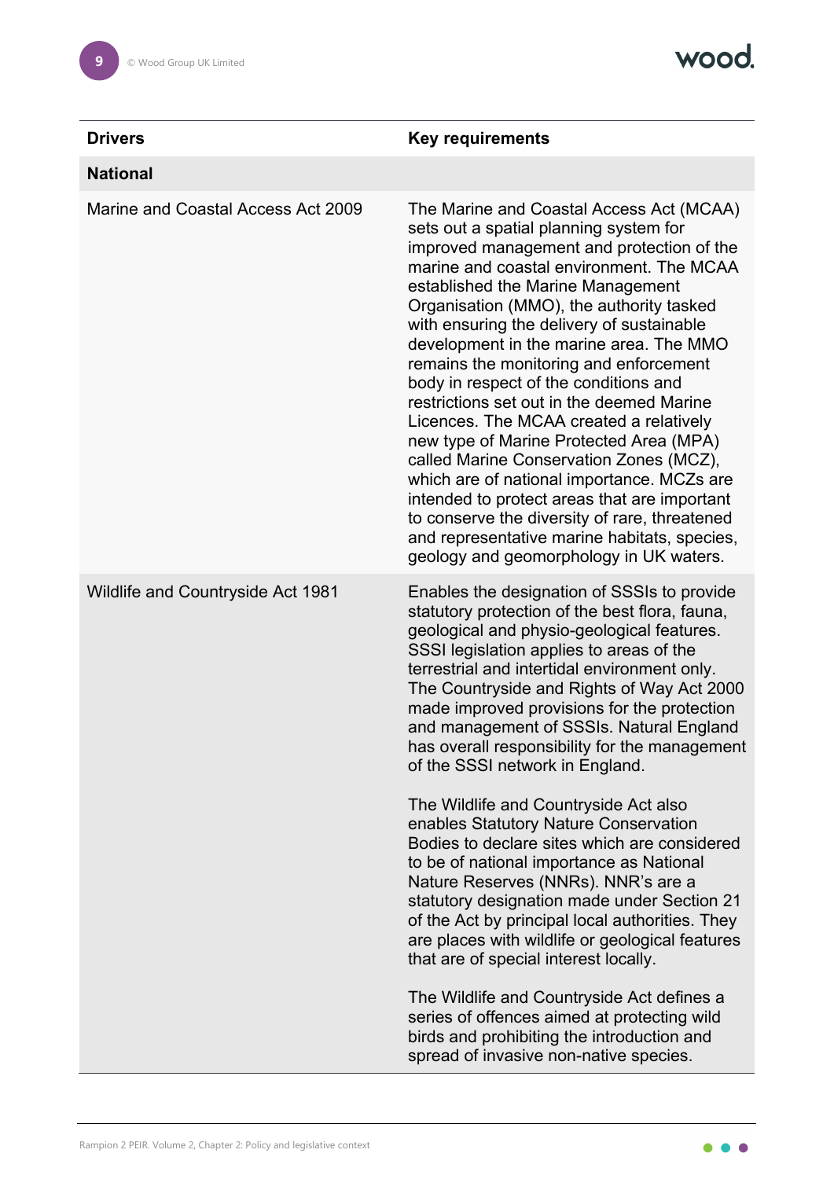| Drivers | Key requirements |
|---|---|
| **National** | |
| Marine and Coastal Access Act 2009 | The Marine and Coastal Access Act (MCAA) sets out a spatial planning system for improved management and protection of the marine and coastal environment. The MCAA established the Marine Management Organisation (MMO), the authority tasked with ensuring the delivery of sustainable development in the marine area. The MMO remains the monitoring and enforcement body in respect of the conditions and restrictions set out in the deemed Marine Licences. The MCAA created a relatively new type of Marine Protected Area (MPA) called Marine Conservation Zones (MCZ), which are of national importance. MCZs are intended to protect areas that are important to conserve the diversity of rare, threatened and representative marine habitats, species, geology and geomorphology in UK waters. |
| Wildlife and Countryside Act 1981 | Enables the designation of SSSIs to provide statutory protection of the best flora, fauna, geological and physio-geological features. SSSI legislation applies to areas of the terrestrial and intertidal environment only. The Countryside and Rights of Way Act 2000 made improved provisions for the protection and management of SSSIs. Natural England has overall responsibility for the management of the SSSI network in England.<br><br>The Wildlife and Countryside Act also enables Statutory Nature Conservation Bodies to declare sites which are considered to be of national importance as National Nature Reserves (NNRs). NNR's are a statutory designation made under Section 21 of the Act by principal local authorities. They are places with wildlife or geological features that are of special interest locally.<br><br>The Wildlife and Countryside Act defines a series of offences aimed at protecting wild birds and prohibiting the introduction and spread of invasive non-native species. |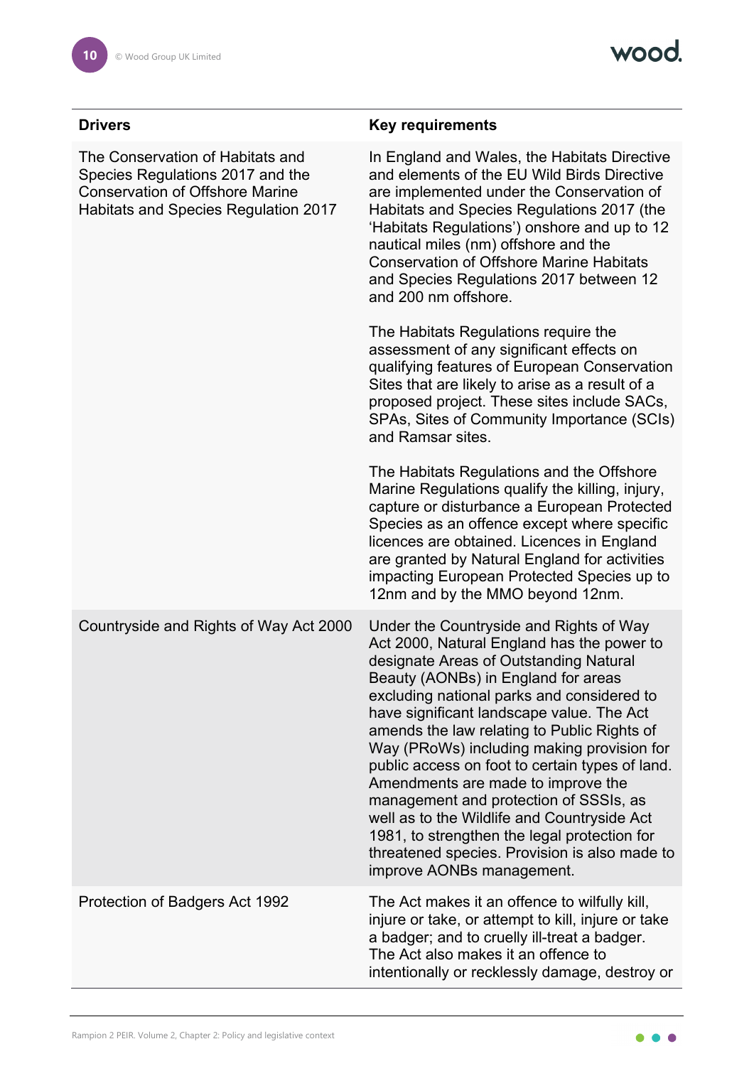| Drivers | Key requirements |
| --- | --- |
| The Conservation of Habitats and Species Regulations 2017 and the Conservation of Offshore Marine Habitats and Species Regulation 2017 | In England and Wales, the Habitats Directive and elements of the EU Wild Birds Directive are implemented under the Conservation of Habitats and Species Regulations 2017 (the 'Habitats Regulations') onshore and up to 12 nautical miles (nm) offshore and the Conservation of Offshore Marine Habitats and Species Regulations 2017 between 12 and 200 nm offshore.<br><br>The Habitats Regulations require the assessment of any significant effects on qualifying features of European Conservation Sites that are likely to arise as a result of a proposed project. These sites include SACs, SPAs, Sites of Community Importance (SCIs) and Ramsar sites.<br><br>The Habitats Regulations and the Offshore Marine Regulations qualify the killing, injury, capture or disturbance a European Protected Species as an offence except where specific licences are obtained. Licences in England are granted by Natural England for activities impacting European Protected Species up to 12nm and by the MMO beyond 12nm. |
| Countryside and Rights of Way Act 2000 | Under the Countryside and Rights of Way Act 2000, Natural England has the power to designate Areas of Outstanding Natural Beauty (AONBs) in England for areas excluding national parks and considered to have significant landscape value. The Act amends the law relating to Public Rights of Way (PRoWs) including making provision for public access on foot to certain types of land. Amendments are made to improve the management and protection of SSSIs, as well as to the Wildlife and Countryside Act 1981, to strengthen the legal protection for threatened species. Provision is also made to improve AONBs management. |
| Protection of Badgers Act 1992 | The Act makes it an offence to wilfully kill, injure or take, or attempt to kill, injure or take a badger; and to cruelly ill-treat a badger. The Act also makes it an offence to intentionally or recklessly damage, destroy or |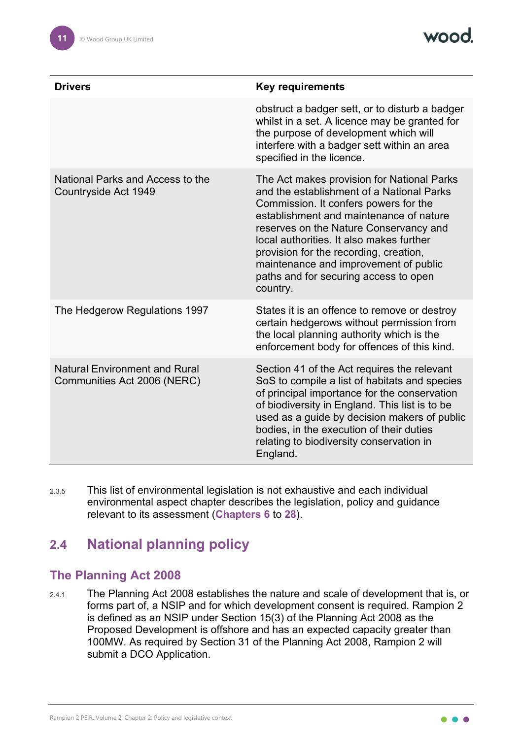| Drivers | Key requirements |
|---|---|
| | obstruct a badger sett, or to disturb a badger whilst in a set. A licence may be granted for the purpose of development which will interfere with a badger sett within an area specified in the licence. |
| National Parks and Access to the Countryside Act 1949 | The Act makes provision for National Parks and the establishment of a National Parks Commission. It confers powers for the establishment and maintenance of nature reserves on the Nature Conservancy and local authorities. It also makes further provision for the recording, creation, maintenance and improvement of public paths and for securing access to open country. |
| The Hedgerow Regulations 1997 | States it is an offence to remove or destroy certain hedgerows without permission from the local planning authority which is the enforcement body for offences of this kind. |
| Natural Environment and Rural Communities Act 2006 (NERC) | Section 41 of the Act requires the relevant SoS to compile a list of habitats and species of principal importance for the conservation of biodiversity in England. This list is to be used as a guide by decision makers of public bodies, in the execution of their duties relating to biodiversity conservation in England. |

2.3.5 This list of environmental legislation is not exhaustive and each individual environmental aspect chapter describes the legislation, policy and guidance relevant to its assessment (**Chapters 6** to **28**).

## 2.4 National planning policy

### The Planning Act 2008

2.4.1 The Planning Act 2008 establishes the nature and scale of development that is, or forms part of, a NSIP and for which development consent is required. Rampion 2 is defined as an NSIP under Section 15(3) of the Planning Act 2008 as the Proposed Development is offshore and has an expected capacity greater than 100MW. As required by Section 31 of the Planning Act 2008, Rampion 2 will submit a DCO Application.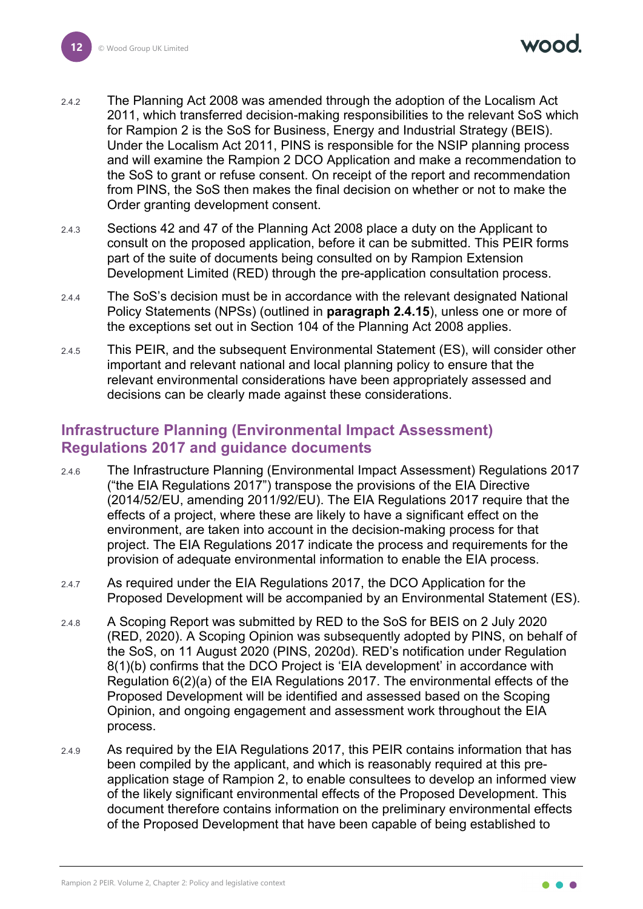2.4.2 The Planning Act 2008 was amended through the adoption of the Localism Act 2011, which transferred decision-making responsibilities to the relevant SoS which for Rampion 2 is the SoS for Business, Energy and Industrial Strategy (BEIS). Under the Localism Act 2011, PINS is responsible for the NSIP planning process and will examine the Rampion 2 DCO Application and make a recommendation to the SoS to grant or refuse consent. On receipt of the report and recommendation from PINS, the SoS then makes the final decision on whether or not to make the Order granting development consent.

2.4.3 Sections 42 and 47 of the Planning Act 2008 place a duty on the Applicant to consult on the proposed application, before it can be submitted. This PEIR forms part of the suite of documents being consulted on by Rampion Extension Development Limited (RED) through the pre-application consultation process.

2.4.4 The SoS's decision must be in accordance with the relevant designated National Policy Statements (NPSs) (outlined in **paragraph 2.4.15**), unless one or more of the exceptions set out in Section 104 of the Planning Act 2008 applies.

2.4.5 This PEIR, and the subsequent Environmental Statement (ES), will consider other important and relevant national and local planning policy to ensure that the relevant environmental considerations have been appropriately assessed and decisions can be clearly made against these considerations.

## Infrastructure Planning (Environmental Impact Assessment) Regulations 2017 and guidance documents

2.4.6 The Infrastructure Planning (Environmental Impact Assessment) Regulations 2017 ("the EIA Regulations 2017") transpose the provisions of the EIA Directive (2014/52/EU, amending 2011/92/EU). The EIA Regulations 2017 require that the effects of a project, where these are likely to have a significant effect on the environment, are taken into account in the decision-making process for that project. The EIA Regulations 2017 indicate the process and requirements for the provision of adequate environmental information to enable the EIA process.

2.4.7 As required under the EIA Regulations 2017, the DCO Application for the Proposed Development will be accompanied by an Environmental Statement (ES).

2.4.8 A Scoping Report was submitted by RED to the SoS for BEIS on 2 July 2020 (RED, 2020). A Scoping Opinion was subsequently adopted by PINS, on behalf of the SoS, on 11 August 2020 (PINS, 2020d). RED's notification under Regulation 8(1)(b) confirms that the DCO Project is 'EIA development' in accordance with Regulation 6(2)(a) of the EIA Regulations 2017. The environmental effects of the Proposed Development will be identified and assessed based on the Scoping Opinion, and ongoing engagement and assessment work throughout the EIA process.

2.4.9 As required by the EIA Regulations 2017, this PEIR contains information that has been compiled by the applicant, and which is reasonably required at this pre-application stage of Rampion 2, to enable consultees to develop an informed view of the likely significant environmental effects of the Proposed Development. This document therefore contains information on the preliminary environmental effects of the Proposed Development that have been capable of being established to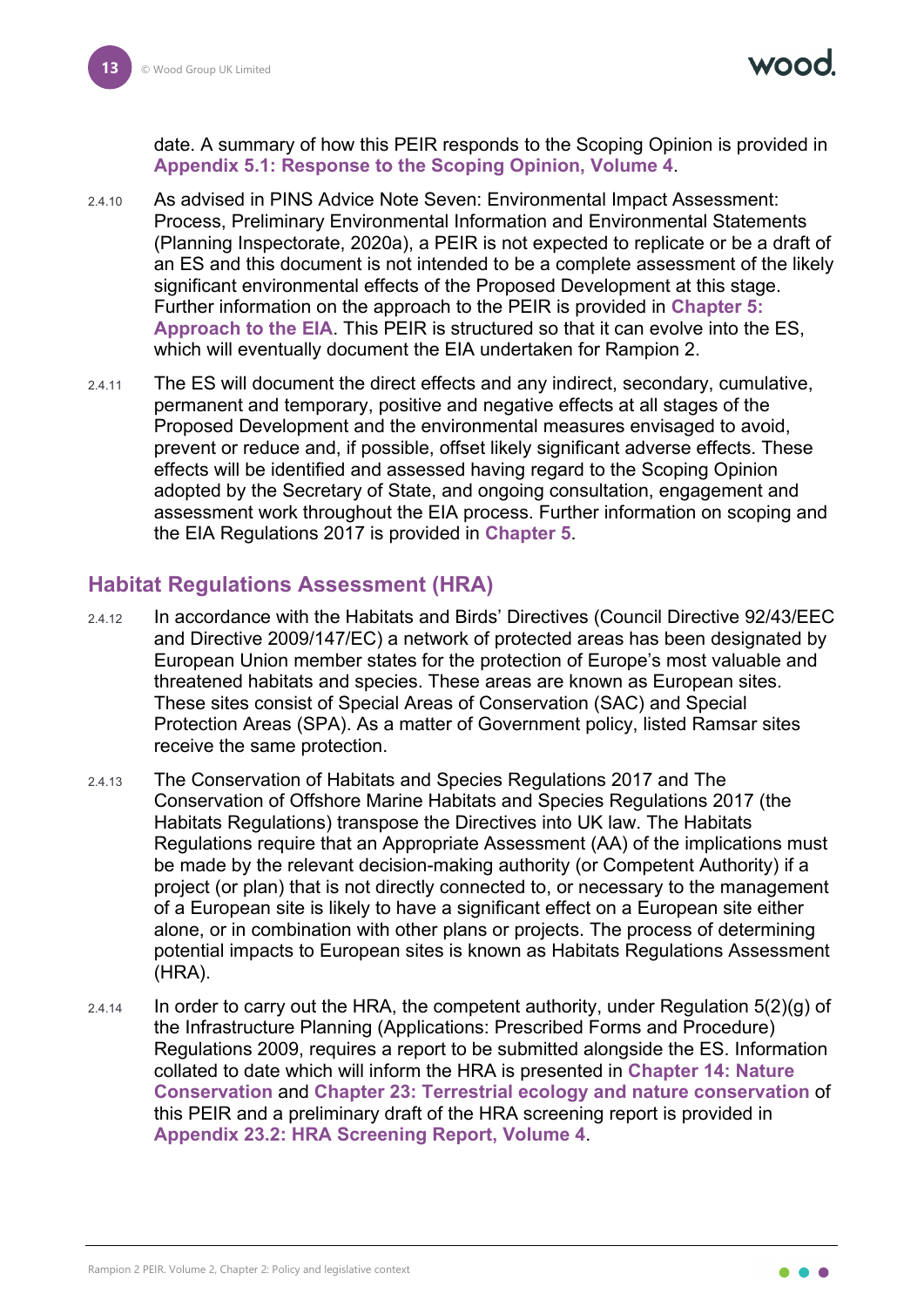date. A summary of how this PEIR responds to the Scoping Opinion is provided in **Appendix 5.1: Response to the Scoping Opinion, Volume 4**.

2.4.10 As advised in PINS Advice Note Seven: Environmental Impact Assessment: Process, Preliminary Environmental Information and Environmental Statements (Planning Inspectorate, 2020a), a PEIR is not expected to replicate or be a draft of an ES and this document is not intended to be a complete assessment of the likely significant environmental effects of the Proposed Development at this stage. Further information on the approach to the PEIR is provided in **Chapter 5: Approach to the EIA**. This PEIR is structured so that it can evolve into the ES, which will eventually document the EIA undertaken for Rampion 2.

2.4.11 The ES will document the direct effects and any indirect, secondary, cumulative, permanent and temporary, positive and negative effects at all stages of the Proposed Development and the environmental measures envisaged to avoid, prevent or reduce and, if possible, offset likely significant adverse effects. These effects will be identified and assessed having regard to the Scoping Opinion adopted by the Secretary of State, and ongoing consultation, engagement and assessment work throughout the EIA process. Further information on scoping and the EIA Regulations 2017 is provided in **Chapter 5**.

## Habitat Regulations Assessment (HRA)

2.4.12 In accordance with the Habitats and Birds' Directives (Council Directive 92/43/EEC and Directive 2009/147/EC) a network of protected areas has been designated by European Union member states for the protection of Europe's most valuable and threatened habitats and species. These areas are known as European sites. These sites consist of Special Areas of Conservation (SAC) and Special Protection Areas (SPA). As a matter of Government policy, listed Ramsar sites receive the same protection.

2.4.13 The Conservation of Habitats and Species Regulations 2017 and The Conservation of Offshore Marine Habitats and Species Regulations 2017 (the Habitats Regulations) transpose the Directives into UK law. The Habitats Regulations require that an Appropriate Assessment (AA) of the implications must be made by the relevant decision-making authority (or Competent Authority) if a project (or plan) that is not directly connected to, or necessary to the management of a European site is likely to have a significant effect on a European site either alone, or in combination with other plans or projects. The process of determining potential impacts to European sites is known as Habitats Regulations Assessment (HRA).

2.4.14 In order to carry out the HRA, the competent authority, under Regulation 5(2)(g) of the Infrastructure Planning (Applications: Prescribed Forms and Procedure) Regulations 2009, requires a report to be submitted alongside the ES. Information collated to date which will inform the HRA is presented in **Chapter 14: Nature Conservation** and **Chapter 23: Terrestrial ecology and nature conservation** of this PEIR and a preliminary draft of the HRA screening report is provided in **Appendix 23.2: HRA Screening Report, Volume 4**.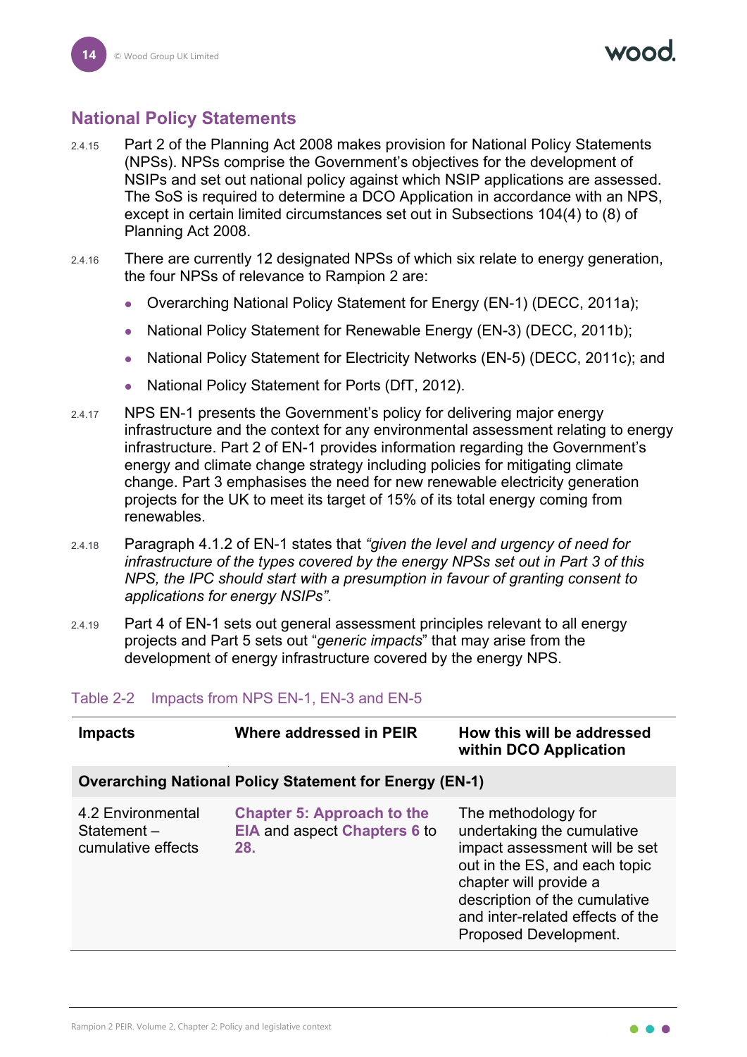## National Policy Statements

2.4.15 Part 2 of the Planning Act 2008 makes provision for National Policy Statements (NPSs). NPSs comprise the Government's objectives for the development of NSIPs and set out national policy against which NSIP applications are assessed. The SoS is required to determine a DCO Application in accordance with an NPS, except in certain limited circumstances set out in Subsections 104(4) to (8) of Planning Act 2008.

2.4.16 There are currently 12 designated NPSs of which six relate to energy generation, the four NPSs of relevance to Rampion 2 are:

- Overarching National Policy Statement for Energy (EN-1) (DECC, 2011a);
- National Policy Statement for Renewable Energy (EN-3) (DECC, 2011b);
- National Policy Statement for Electricity Networks (EN-5) (DECC, 2011c); and
- National Policy Statement for Ports (DfT, 2012).

2.4.17 NPS EN-1 presents the Government's policy for delivering major energy infrastructure and the context for any environmental assessment relating to energy infrastructure. Part 2 of EN-1 provides information regarding the Government's energy and climate change strategy including policies for mitigating climate change. Part 3 emphasises the need for new renewable electricity generation projects for the UK to meet its target of 15% of its total energy coming from renewables.

2.4.18 Paragraph 4.1.2 of EN-1 states that *"given the level and urgency of need for infrastructure of the types covered by the energy NPSs set out in Part 3 of this NPS, the IPC should start with a presumption in favour of granting consent to applications for energy NSIPs".*

2.4.19 Part 4 of EN-1 sets out general assessment principles relevant to all energy projects and Part 5 sets out "*generic impacts*" that may arise from the development of energy infrastructure covered by the energy NPS.

Table 2-2 Impacts from NPS EN-1, EN-3 and EN-5

| Impacts | Where addressed in PEIR | How this will be addressed within DCO Application |
|---|---|---|
| **Overarching National Policy Statement for Energy (EN-1)** | | |
| 4.2 Environmental Statement – cumulative effects | **Chapter 5: Approach to the EIA** and aspect **Chapters 6** to **28.** | The methodology for undertaking the cumulative impact assessment will be set out in the ES, and each topic chapter will provide a description of the cumulative and inter-related effects of the Proposed Development. |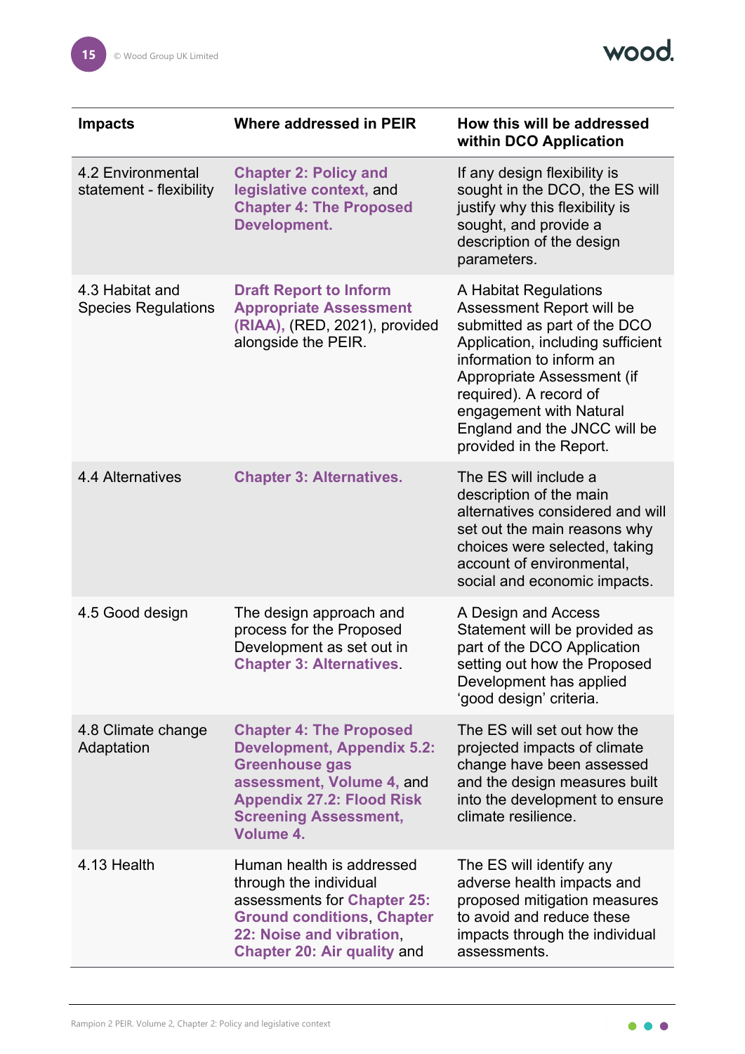| Impacts | Where addressed in PEIR | How this will be addressed within DCO Application |
|---|---|---|
| 4.2 Environmental statement - flexibility | **Chapter 2: Policy and legislative context,** and **Chapter 4: The Proposed Development.** | If any design flexibility is sought in the DCO, the ES will justify why this flexibility is sought, and provide a description of the design parameters. |
| 4.3 Habitat and Species Regulations | **Draft Report to Inform Appropriate Assessment (RIAA),** (RED, 2021), provided alongside the PEIR. | A Habitat Regulations Assessment Report will be submitted as part of the DCO Application, including sufficient information to inform an Appropriate Assessment (if required). A record of engagement with Natural England and the JNCC will be provided in the Report. |
| 4.4 Alternatives | **Chapter 3: Alternatives.** | The ES will include a description of the main alternatives considered and will set out the main reasons why choices were selected, taking account of environmental, social and economic impacts. |
| 4.5 Good design | The design approach and process for the Proposed Development as set out in **Chapter 3: Alternatives**. | A Design and Access Statement will be provided as part of the DCO Application setting out how the Proposed Development has applied 'good design' criteria. |
| 4.8 Climate change Adaptation | **Chapter 4: The Proposed Development, Appendix 5.2: Greenhouse gas assessment, Volume 4,** and **Appendix 27.2: Flood Risk Screening Assessment, Volume 4.** | The ES will set out how the projected impacts of climate change have been assessed and the design measures built into the development to ensure climate resilience. |
| 4.13 Health | Human health is addressed through the individual assessments for **Chapter 25: Ground conditions**, **Chapter 22: Noise and vibration**, **Chapter 20: Air quality** and | The ES will identify any adverse health impacts and proposed mitigation measures to avoid and reduce these impacts through the individual assessments. |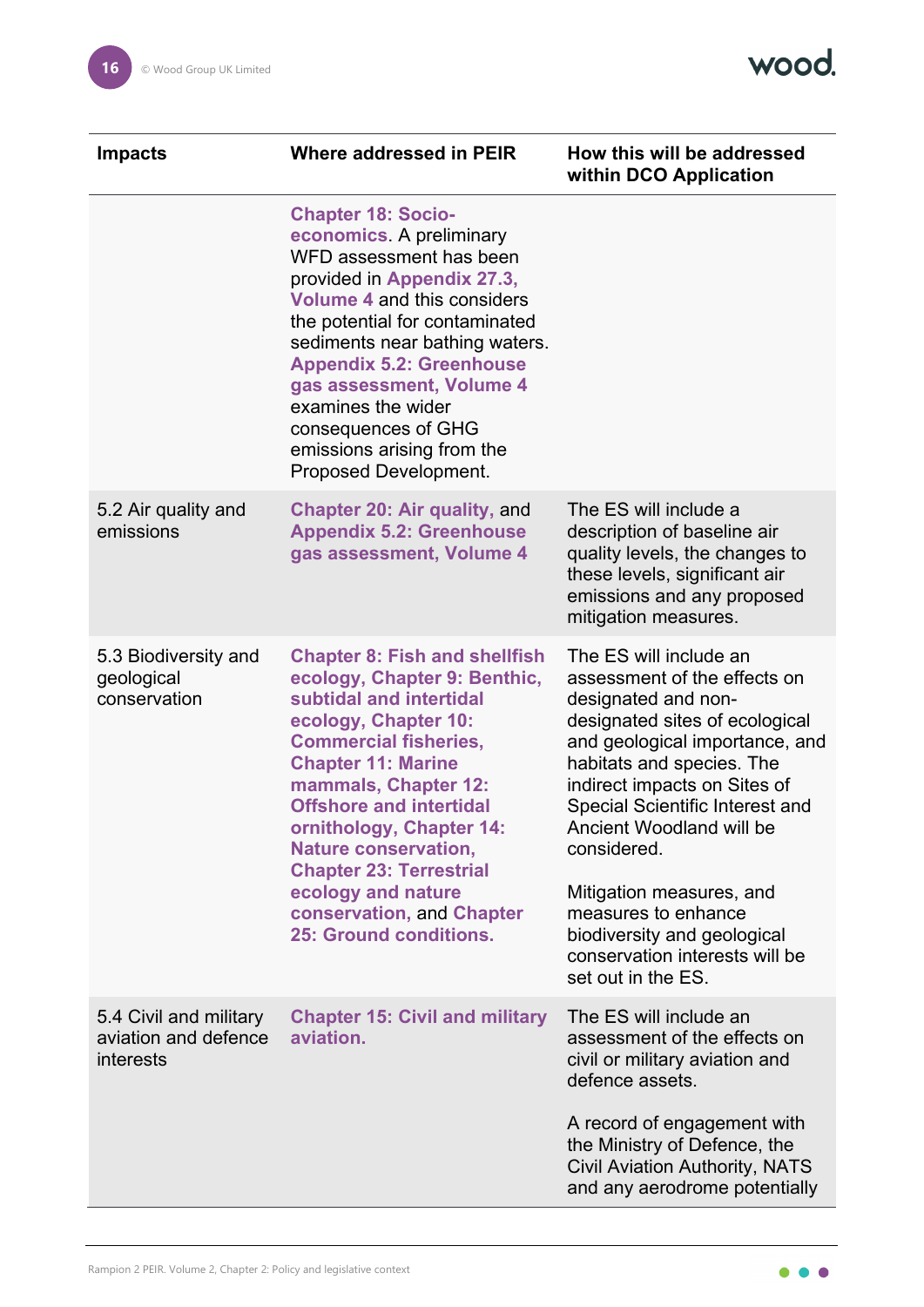| Impacts | Where addressed in PEIR | How this will be addressed within DCO Application |
|---|---|---|
| | **Chapter 18: Socio-economics**. A preliminary WFD assessment has been provided in **Appendix 27.3, Volume 4** and this considers the potential for contaminated sediments near bathing waters. **Appendix 5.2: Greenhouse gas assessment, Volume 4** examines the wider consequences of GHG emissions arising from the Proposed Development. | |
| 5.2 Air quality and emissions | **Chapter 20: Air quality**, and **Appendix 5.2: Greenhouse gas assessment, Volume 4** | The ES will include a description of baseline air quality levels, the changes to these levels, significant air emissions and any proposed mitigation measures. |
| 5.3 Biodiversity and geological conservation | **Chapter 8: Fish and shellfish ecology, Chapter 9: Benthic, subtidal and intertidal ecology, Chapter 10: Commercial fisheries, Chapter 11: Marine mammals, Chapter 12: Offshore and intertidal ornithology, Chapter 14: Nature conservation, Chapter 23: Terrestrial ecology and nature conservation**, and **Chapter 25: Ground conditions.** | The ES will include an assessment of the effects on designated and non-designated sites of ecological and geological importance, and habitats and species. The indirect impacts on Sites of Special Scientific Interest and Ancient Woodland will be considered.<br><br>Mitigation measures, and measures to enhance biodiversity and geological conservation interests will be set out in the ES. |
| 5.4 Civil and military aviation and defence interests | **Chapter 15: Civil and military aviation.** | The ES will include an assessment of the effects on civil or military aviation and defence assets.<br><br>A record of engagement with the Ministry of Defence, the Civil Aviation Authority, NATS and any aerodrome potentially |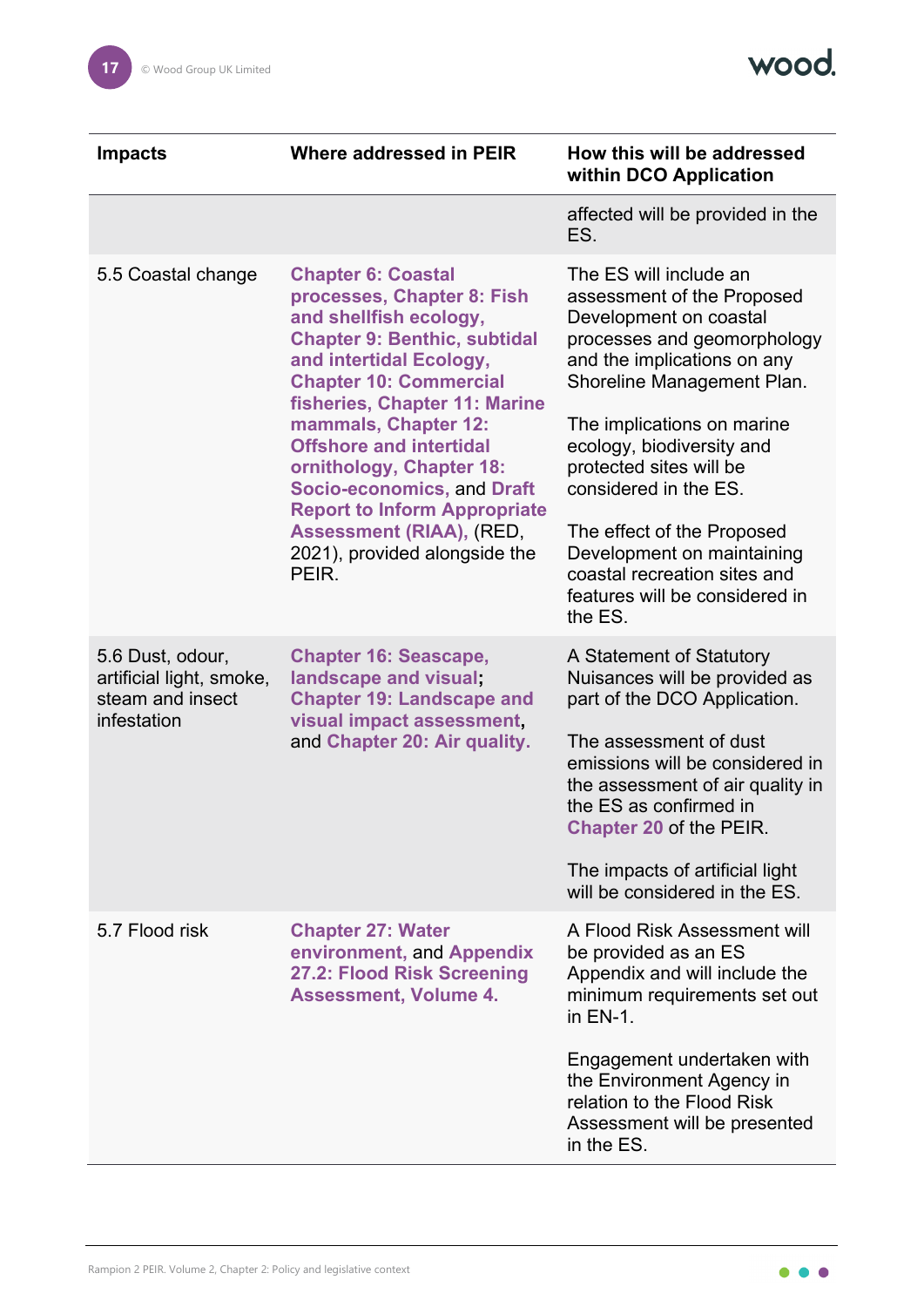| Impacts | Where addressed in PEIR | How this will be addressed within DCO Application |
|---|---|---|
| | | affected will be provided in the ES. |
| 5.5 Coastal change | **Chapter 6: Coastal processes, Chapter 8: Fish and shellfish ecology, Chapter 9: Benthic, subtidal and intertidal Ecology, Chapter 10: Commercial fisheries, Chapter 11: Marine mammals, Chapter 12: Offshore and intertidal ornithology, Chapter 18: Socio-economics,** and **Draft Report to Inform Appropriate Assessment (RIAA),** (RED, 2021), provided alongside the PEIR. | The ES will include an assessment of the Proposed Development on coastal processes and geomorphology and the implications on any Shoreline Management Plan.<br><br>The implications on marine ecology, biodiversity and protected sites will be considered in the ES.<br><br>The effect of the Proposed Development on maintaining coastal recreation sites and features will be considered in the ES. |
| 5.6 Dust, odour, artificial light, smoke, steam and insect infestation | **Chapter 16: Seascape, landscape and visual; Chapter 19: Landscape and visual impact assessment,** and **Chapter 20: Air quality.** | A Statement of Statutory Nuisances will be provided as part of the DCO Application.<br><br>The assessment of dust emissions will be considered in the assessment of air quality in the ES as confirmed in **Chapter 20** of the PEIR.<br><br>The impacts of artificial light will be considered in the ES. |
| 5.7 Flood risk | **Chapter 27: Water environment,** and **Appendix 27.2: Flood Risk Screening Assessment, Volume 4.** | A Flood Risk Assessment will be provided as an ES Appendix and will include the minimum requirements set out in EN-1.<br><br>Engagement undertaken with the Environment Agency in relation to the Flood Risk Assessment will be presented in the ES. |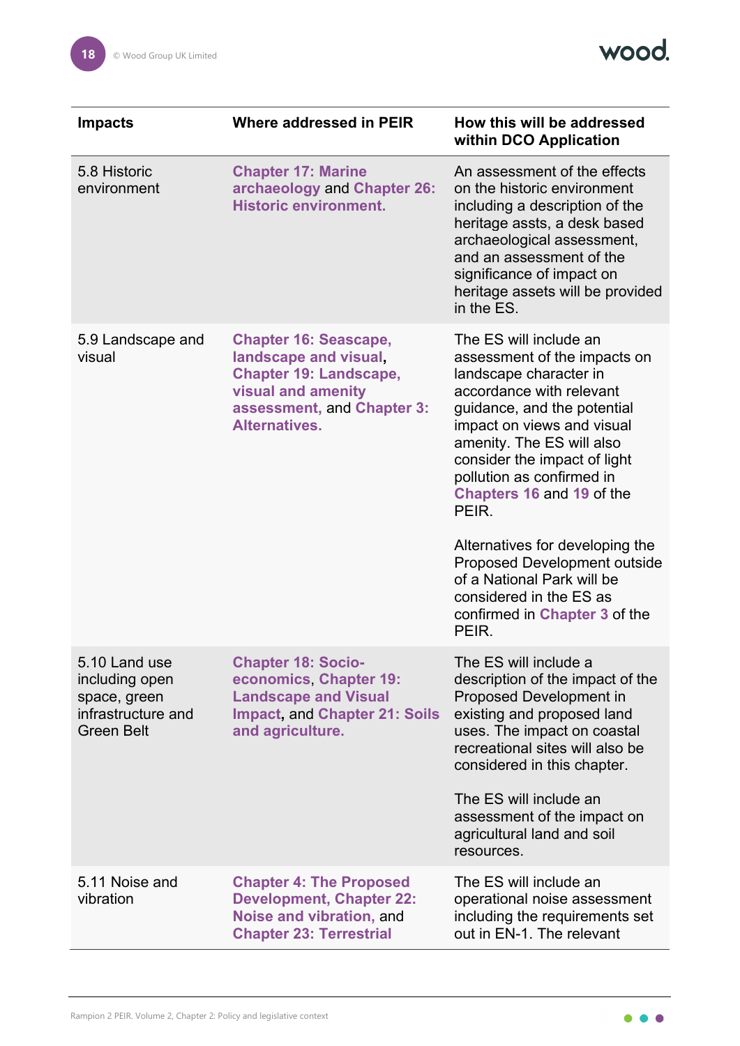| Impacts | Where addressed in PEIR | How this will be addressed within DCO Application |
|---|---|---|
| 5.8 Historic environment | **Chapter 17: Marine archaeology** and **Chapter 26: Historic environment.** | An assessment of the effects on the historic environment including a description of the heritage assts, a desk based archaeological assessment, and an assessment of the significance of impact on heritage assets will be provided in the ES. |
| 5.9 Landscape and visual | **Chapter 16: Seascape, landscape and visual**, **Chapter 19: Landscape, visual and amenity assessment**, and **Chapter 3: Alternatives.** | The ES will include an assessment of the impacts on landscape character in accordance with relevant guidance, and the potential impact on views and visual amenity. The ES will also consider the impact of light pollution as confirmed in **Chapters 16** and **19** of the PEIR.<br><br>Alternatives for developing the Proposed Development outside of a National Park will be considered in the ES as confirmed in **Chapter 3** of the PEIR. |
| 5.10 Land use including open space, green infrastructure and Green Belt | **Chapter 18: Socio-economics**, **Chapter 19: Landscape and Visual Impact**, and **Chapter 21: Soils and agriculture.** | The ES will include a description of the impact of the Proposed Development in existing and proposed land uses. The impact on coastal recreational sites will also be considered in this chapter.<br><br>The ES will include an assessment of the impact on agricultural land and soil resources. |
| 5.11 Noise and vibration | **Chapter 4: The Proposed Development**, **Chapter 22: Noise and vibration**, and **Chapter 23: Terrestrial** | The ES will include an operational noise assessment including the requirements set out in EN-1. The relevant |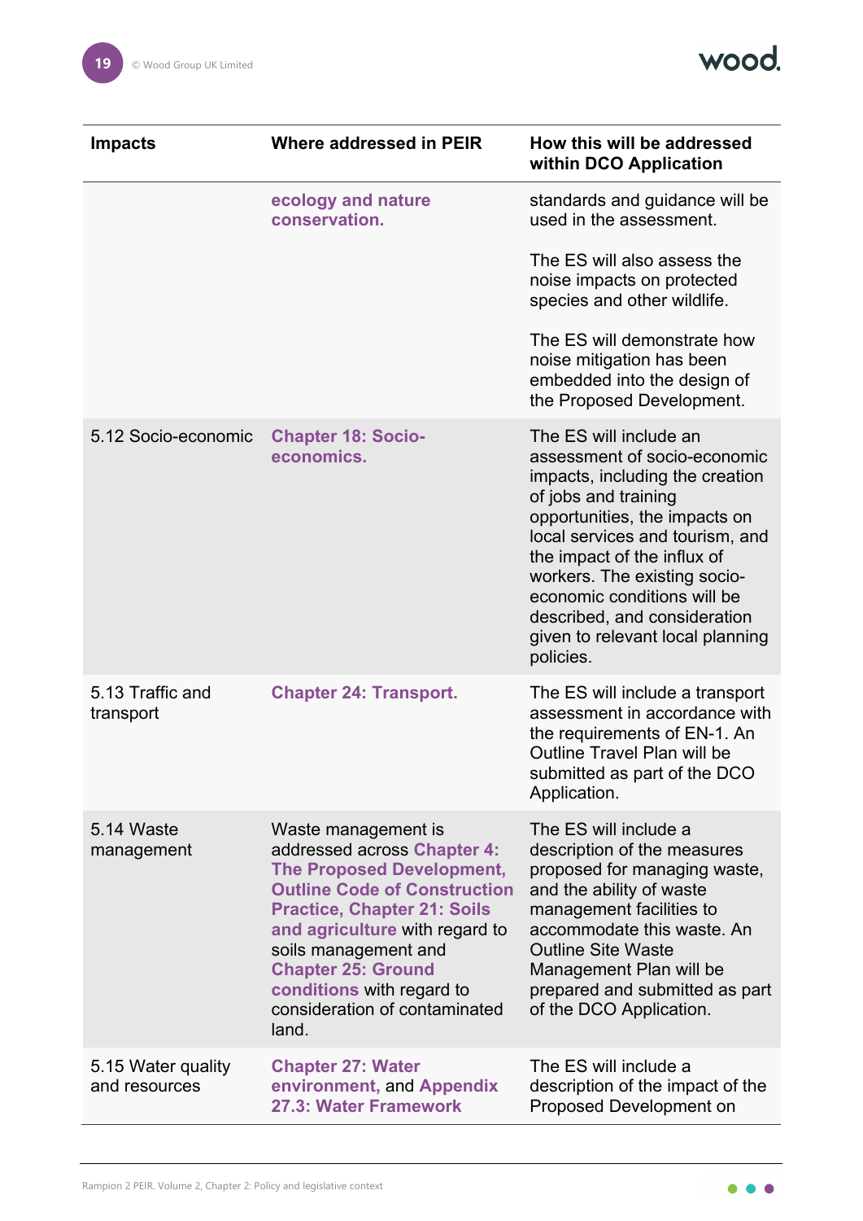| Impacts | Where addressed in PEIR | How this will be addressed within DCO Application |
|---|---|---|
| | **ecology and nature conservation.** | standards and guidance will be used in the assessment.<br><br>The ES will also assess the noise impacts on protected species and other wildlife.<br><br>The ES will demonstrate how noise mitigation has been embedded into the design of the Proposed Development. |
| 5.12 Socio-economic | **Chapter 18: Socio-economics.** | The ES will include an assessment of socio-economic impacts, including the creation of jobs and training opportunities, the impacts on local services and tourism, and the impact of the influx of workers. The existing socio-economic conditions will be described, and consideration given to relevant local planning policies. |
| 5.13 Traffic and transport | **Chapter 24: Transport.** | The ES will include a transport assessment in accordance with the requirements of EN-1. An Outline Travel Plan will be submitted as part of the DCO Application. |
| 5.14 Waste management | Waste management is addressed across **Chapter 4: The Proposed Development, Outline Code of Construction Practice, Chapter 21: Soils and agriculture** with regard to soils management and **Chapter 25: Ground conditions** with regard to consideration of contaminated land. | The ES will include a description of the measures proposed for managing waste, and the ability of waste management facilities to accommodate this waste. An Outline Site Waste Management Plan will be prepared and submitted as part of the DCO Application. |
| 5.15 Water quality and resources | **Chapter 27: Water environment,** and **Appendix 27.3: Water Framework** | The ES will include a description of the impact of the Proposed Development on |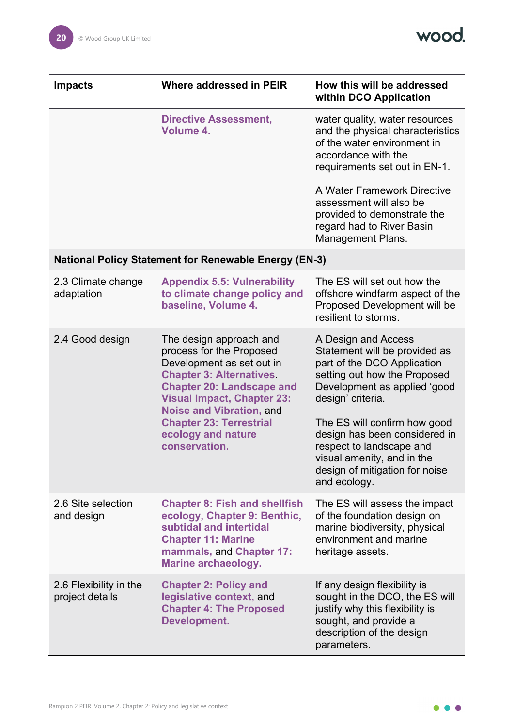| Impacts | Where addressed in PEIR | How this will be addressed within DCO Application |
|---|---|---|
| | **Directive Assessment, Volume 4.** | water quality, water resources and the physical characteristics of the water environment in accordance with the requirements set out in EN-1.<br><br>A Water Framework Directive assessment will also be provided to demonstrate the regard had to River Basin Management Plans. |
| **National Policy Statement for Renewable Energy (EN-3)** | | |
| 2.3 Climate change adaptation | **Appendix 5.5: Vulnerability to climate change policy and baseline, Volume 4.** | The ES will set out how the offshore windfarm aspect of the Proposed Development will be resilient to storms. |
| 2.4 Good design | The design approach and process for the Proposed Development as set out in **Chapter 3: Alternatives**. **Chapter 20: Landscape and Visual Impact, Chapter 23: Noise and Vibration,** and **Chapter 23: Terrestrial ecology and nature conservation.** | A Design and Access Statement will be provided as part of the DCO Application setting out how the Proposed Development as applied 'good design' criteria.<br><br>The ES will confirm how good design has been considered in respect to landscape and visual amenity, and in the design of mitigation for noise and ecology. |
| 2.6 Site selection and design | **Chapter 8: Fish and shellfish ecology, Chapter 9: Benthic, subtidal and intertidal Chapter 11: Marine mammals,** and **Chapter 17: Marine archaeology.** | The ES will assess the impact of the foundation design on marine biodiversity, physical environment and marine heritage assets. |
| 2.6 Flexibility in the project details | **Chapter 2: Policy and legislative context,** and **Chapter 4: The Proposed Development.** | If any design flexibility is sought in the DCO, the ES will justify why this flexibility is sought, and provide a description of the design parameters. |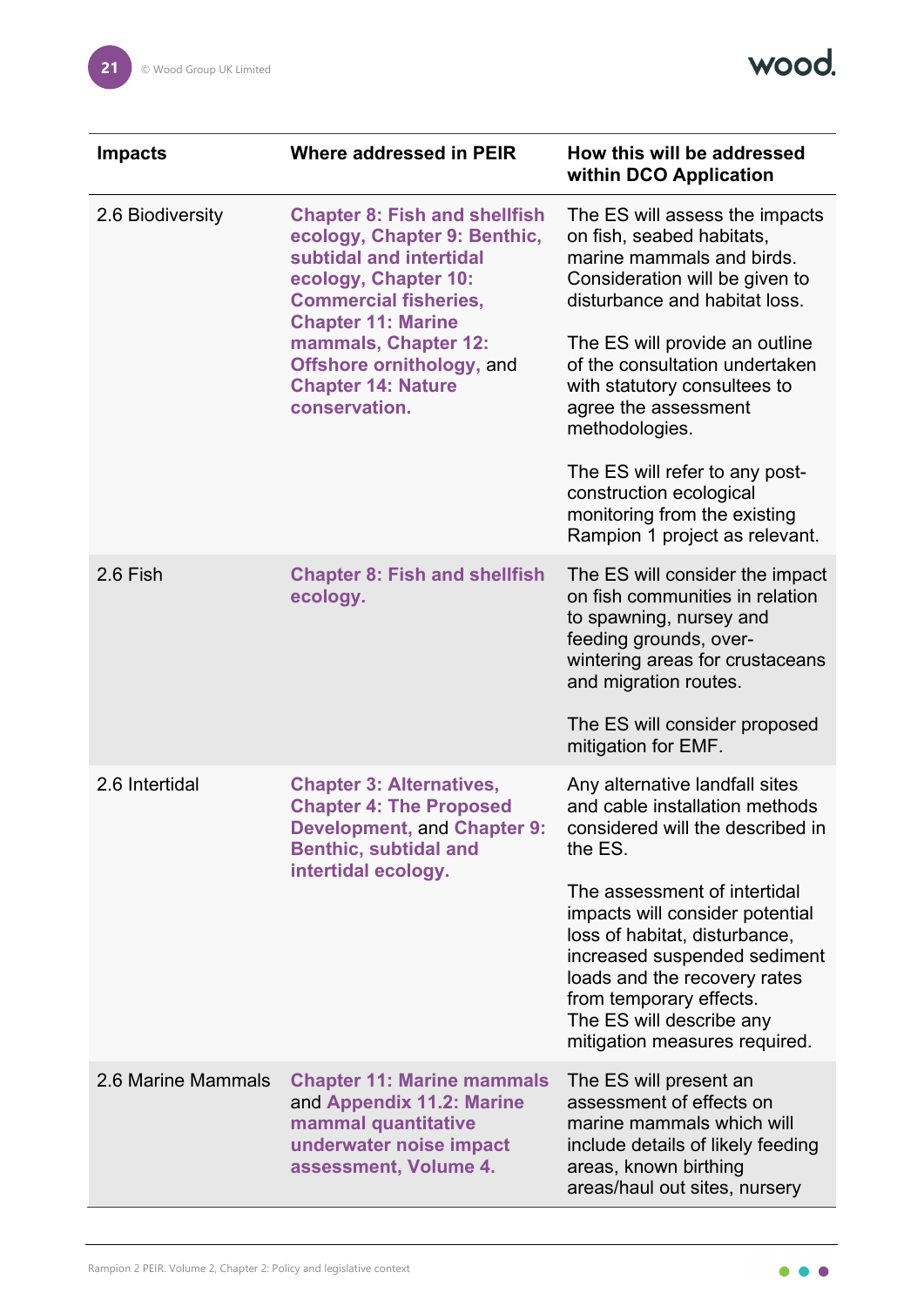| Impacts | Where addressed in PEIR | How this will be addressed within DCO Application |
|---|---|---|
| 2.6 Biodiversity | **Chapter 8: Fish and shellfish ecology, Chapter 9: Benthic, subtidal and intertidal ecology, Chapter 10: Commercial fisheries, Chapter 11: Marine mammals, Chapter 12: Offshore ornithology,** and **Chapter 14: Nature conservation.** | The ES will assess the impacts on fish, seabed habitats, marine mammals and birds. Consideration will be given to disturbance and habitat loss.<br><br>The ES will provide an outline of the consultation undertaken with statutory consultees to agree the assessment methodologies.<br><br>The ES will refer to any post-construction ecological monitoring from the existing Rampion 1 project as relevant. |
| 2.6 Fish | **Chapter 8: Fish and shellfish ecology.** | The ES will consider the impact on fish communities in relation to spawning, nursey and feeding grounds, over-wintering areas for crustaceans and migration routes.<br><br>The ES will consider proposed mitigation for EMF. |
| 2.6 Intertidal | **Chapter 3: Alternatives, Chapter 4: The Proposed Development,** and **Chapter 9: Benthic, subtidal and intertidal ecology.** | Any alternative landfall sites and cable installation methods considered will the described in the ES.<br><br>The assessment of intertidal impacts will consider potential loss of habitat, disturbance, increased suspended sediment loads and the recovery rates from temporary effects. The ES will describe any mitigation measures required. |
| 2.6 Marine Mammals | **Chapter 11: Marine mammals** and **Appendix 11.2: Marine mammal quantitative underwater noise impact assessment, Volume 4.** | The ES will present an assessment of effects on marine mammals which will include details of likely feeding areas, known birthing areas/haul out sites, nursery |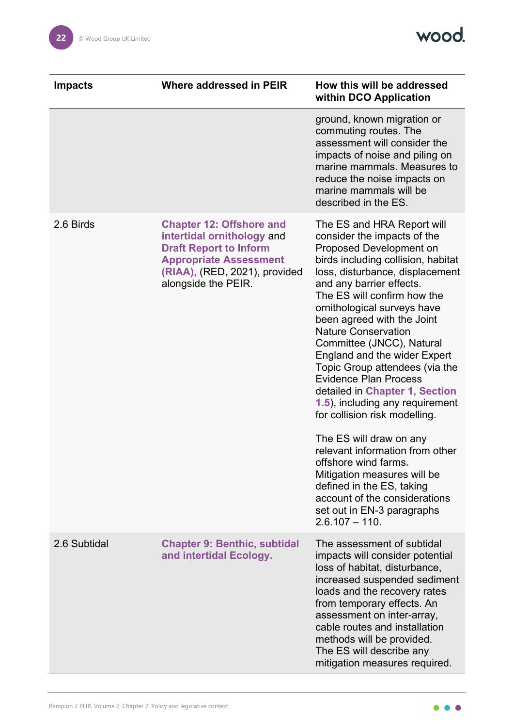| Impacts | Where addressed in PEIR | How this will be addressed within DCO Application |
|---|---|---|
| | | ground, known migration or commuting routes. The assessment will consider the impacts of noise and piling on marine mammals. Measures to reduce the noise impacts on marine mammals will be described in the ES. |
| 2.6 Birds | **Chapter 12: Offshore and intertidal ornithology** and **Draft Report to Inform Appropriate Assessment (RIAA),** (RED, 2021), provided alongside the PEIR. | The ES and HRA Report will consider the impacts of the Proposed Development on birds including collision, habitat loss, disturbance, displacement and any barrier effects. The ES will confirm how the ornithological surveys have been agreed with the Joint Nature Conservation Committee (JNCC), Natural England and the wider Expert Topic Group attendees (via the Evidence Plan Process detailed in **Chapter 1, Section 1.5**), including any requirement for collision risk modelling.<br><br>The ES will draw on any relevant information from other offshore wind farms. Mitigation measures will be defined in the ES, taking account of the considerations set out in EN-3 paragraphs 2.6.107 – 110. |
| 2.6 Subtidal | **Chapter 9: Benthic, subtidal and intertidal Ecology.** | The assessment of subtidal impacts will consider potential loss of habitat, disturbance, increased suspended sediment loads and the recovery rates from temporary effects. An assessment on inter-array, cable routes and installation methods will be provided. The ES will describe any mitigation measures required. |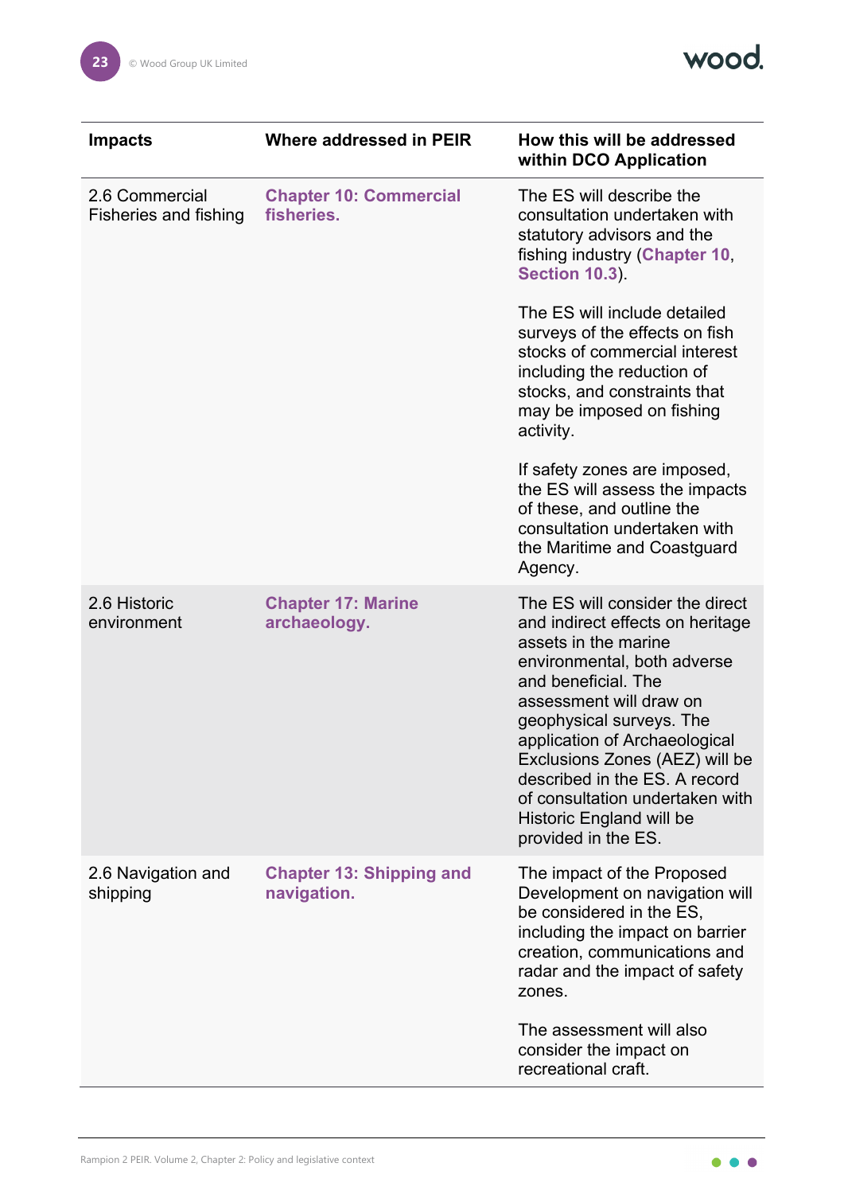| Impacts | Where addressed in PEIR | How this will be addressed within DCO Application |
|---|---|---|
| 2.6 Commercial Fisheries and fishing | **Chapter 10: Commercial fisheries.** | The ES will describe the consultation undertaken with statutory advisors and the fishing industry (**Chapter 10**, **Section 10.3**).<br><br>The ES will include detailed surveys of the effects on fish stocks of commercial interest including the reduction of stocks, and constraints that may be imposed on fishing activity.<br><br>If safety zones are imposed, the ES will assess the impacts of these, and outline the consultation undertaken with the Maritime and Coastguard Agency. |
| 2.6 Historic environment | **Chapter 17: Marine archaeology.** | The ES will consider the direct and indirect effects on heritage assets in the marine environmental, both adverse and beneficial. The assessment will draw on geophysical surveys. The application of Archaeological Exclusions Zones (AEZ) will be described in the ES. A record of consultation undertaken with Historic England will be provided in the ES. |
| 2.6 Navigation and shipping | **Chapter 13: Shipping and navigation.** | The impact of the Proposed Development on navigation will be considered in the ES, including the impact on barrier creation, communications and radar and the impact of safety zones.<br><br>The assessment will also consider the impact on recreational craft. |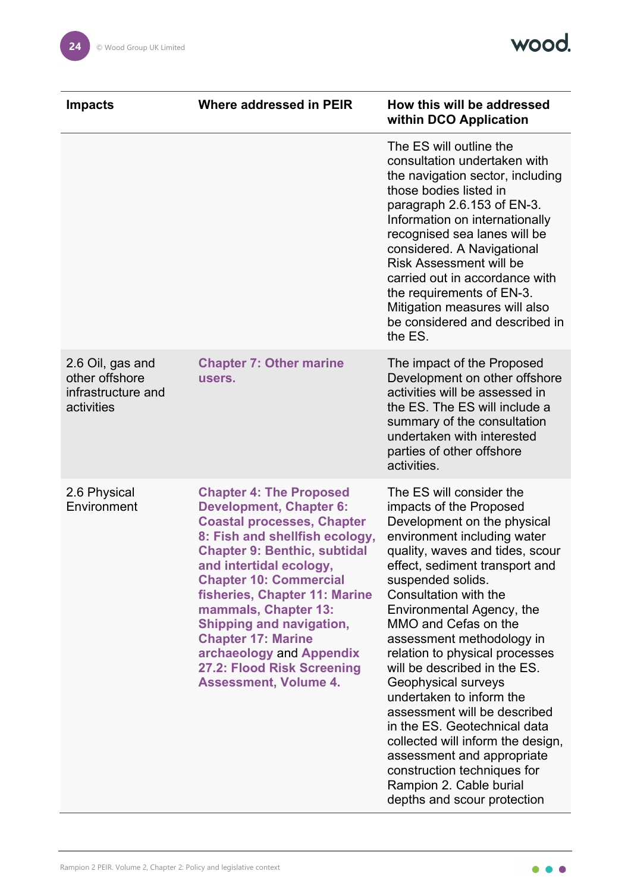| Impacts | Where addressed in PEIR | How this will be addressed within DCO Application |
|---|---|---|
| | | The ES will outline the consultation undertaken with the navigation sector, including those bodies listed in paragraph 2.6.153 of EN-3. Information on internationally recognised sea lanes will be considered. A Navigational Risk Assessment will be carried out in accordance with the requirements of EN-3. Mitigation measures will also be considered and described in the ES. |
| 2.6 Oil, gas and other offshore infrastructure and activities | **Chapter 7: Other marine users.** | The impact of the Proposed Development on other offshore activities will be assessed in the ES. The ES will include a summary of the consultation undertaken with interested parties of other offshore activities. |
| 2.6 Physical Environment | **Chapter 4: The Proposed Development, Chapter 6: Coastal processes, Chapter 8: Fish and shellfish ecology, Chapter 9: Benthic, subtidal and intertidal ecology, Chapter 10: Commercial fisheries, Chapter 11: Marine mammals, Chapter 13: Shipping and navigation, Chapter 17: Marine archaeology** and **Appendix 27.2: Flood Risk Screening Assessment, Volume 4.** | The ES will consider the impacts of the Proposed Development on the physical environment including water quality, waves and tides, scour effect, sediment transport and suspended solids. Consultation with the Environmental Agency, the MMO and Cefas on the assessment methodology in relation to physical processes will be described in the ES. Geophysical surveys undertaken to inform the assessment will be described in the ES. Geotechnical data collected will inform the design, assessment and appropriate construction techniques for Rampion 2. Cable burial depths and scour protection |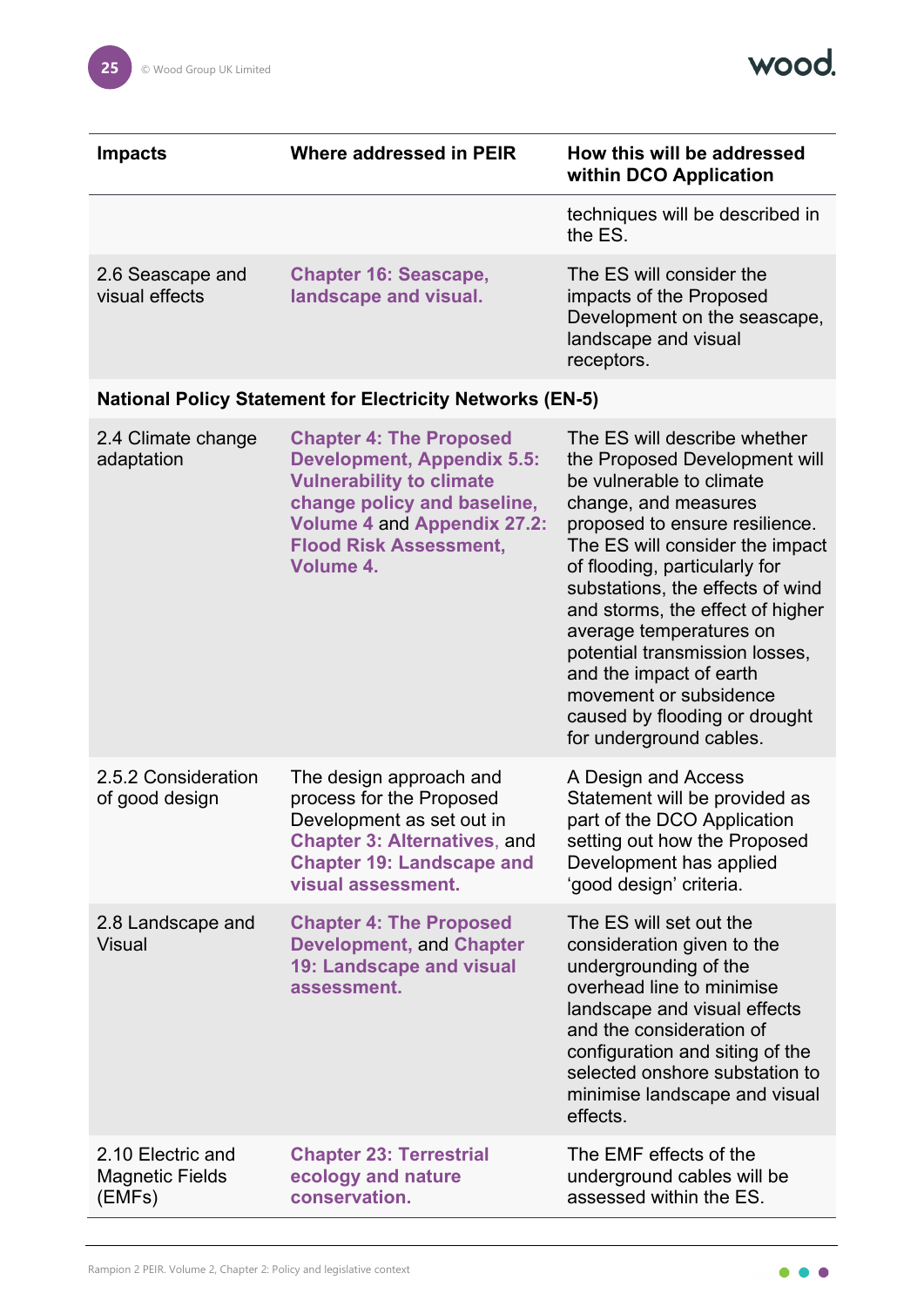| Impacts | Where addressed in PEIR | How this will be addressed within DCO Application |
|---|---|---|
| | | techniques will be described in the ES. |
| 2.6 Seascape and visual effects | **Chapter 16: Seascape, landscape and visual.** | The ES will consider the impacts of the Proposed Development on the seascape, landscape and visual receptors. |
| **National Policy Statement for Electricity Networks (EN-5)** | | |
| 2.4 Climate change adaptation | **Chapter 4: The Proposed Development, Appendix 5.5: Vulnerability to climate change policy and baseline, Volume 4** and **Appendix 27.2: Flood Risk Assessment, Volume 4.** | The ES will describe whether the Proposed Development will be vulnerable to climate change, and measures proposed to ensure resilience. The ES will consider the impact of flooding, particularly for substations, the effects of wind and storms, the effect of higher average temperatures on potential transmission losses, and the impact of earth movement or subsidence caused by flooding or drought for underground cables. |
| 2.5.2 Consideration of good design | The design approach and process for the Proposed Development as set out in **Chapter 3: Alternatives**, and **Chapter 19: Landscape and visual assessment.** | A Design and Access Statement will be provided as part of the DCO Application setting out how the Proposed Development has applied 'good design' criteria. |
| 2.8 Landscape and Visual | **Chapter 4: The Proposed Development,** and **Chapter 19: Landscape and visual assessment.** | The ES will set out the consideration given to the undergrounding of the overhead line to minimise landscape and visual effects and the consideration of configuration and siting of the selected onshore substation to minimise landscape and visual effects. |
| 2.10 Electric and Magnetic Fields (EMFs) | **Chapter 23: Terrestrial ecology and nature conservation.** | The EMF effects of the underground cables will be assessed within the ES. |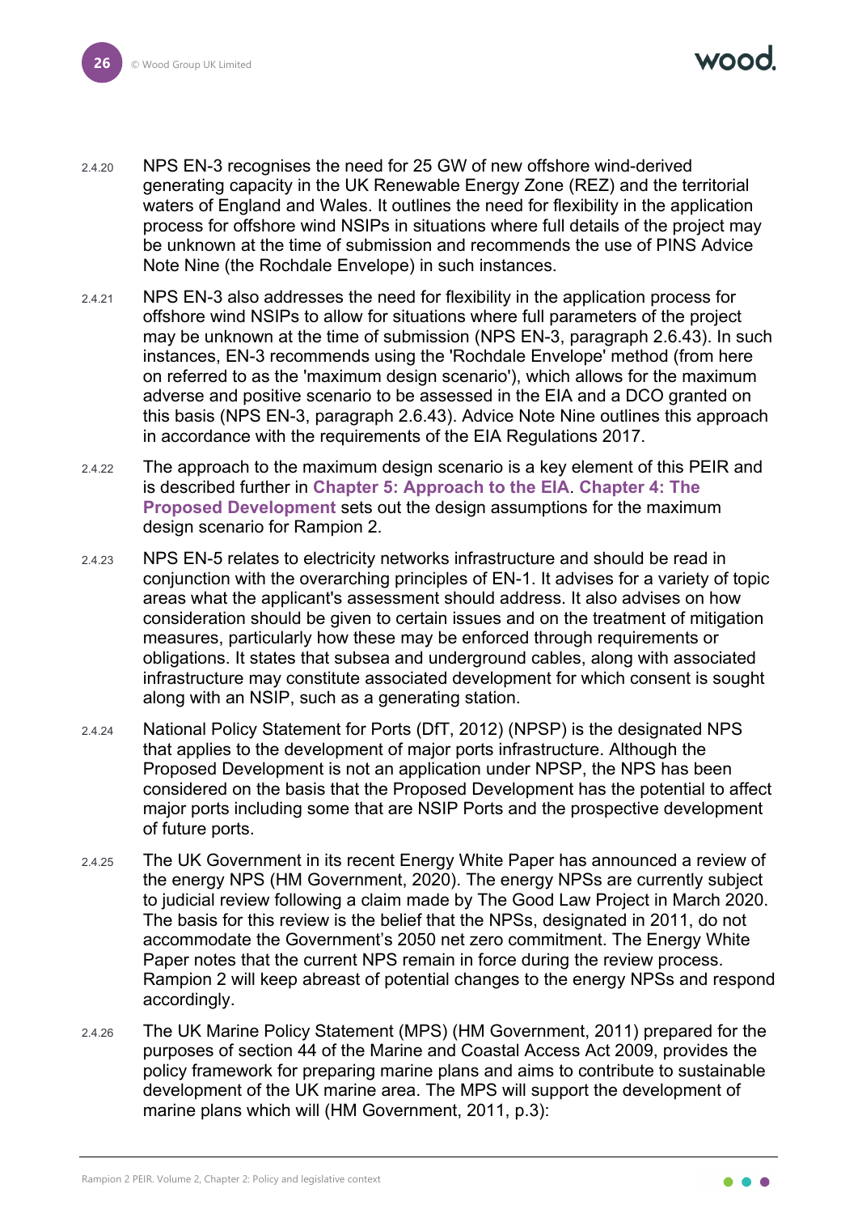2.4.20 NPS EN-3 recognises the need for 25 GW of new offshore wind-derived generating capacity in the UK Renewable Energy Zone (REZ) and the territorial waters of England and Wales. It outlines the need for flexibility in the application process for offshore wind NSIPs in situations where full details of the project may be unknown at the time of submission and recommends the use of PINS Advice Note Nine (the Rochdale Envelope) in such instances.

2.4.21 NPS EN-3 also addresses the need for flexibility in the application process for offshore wind NSIPs to allow for situations where full parameters of the project may be unknown at the time of submission (NPS EN-3, paragraph 2.6.43). In such instances, EN-3 recommends using the 'Rochdale Envelope' method (from here on referred to as the 'maximum design scenario'), which allows for the maximum adverse and positive scenario to be assessed in the EIA and a DCO granted on this basis (NPS EN-3, paragraph 2.6.43). Advice Note Nine outlines this approach in accordance with the requirements of the EIA Regulations 2017.

2.4.22 The approach to the maximum design scenario is a key element of this PEIR and is described further in **Chapter 5: Approach to the EIA**. **Chapter 4: The Proposed Development** sets out the design assumptions for the maximum design scenario for Rampion 2.

2.4.23 NPS EN-5 relates to electricity networks infrastructure and should be read in conjunction with the overarching principles of EN-1. It advises for a variety of topic areas what the applicant's assessment should address. It also advises on how consideration should be given to certain issues and on the treatment of mitigation measures, particularly how these may be enforced through requirements or obligations. It states that subsea and underground cables, along with associated infrastructure may constitute associated development for which consent is sought along with an NSIP, such as a generating station.

2.4.24 National Policy Statement for Ports (DfT, 2012) (NPSP) is the designated NPS that applies to the development of major ports infrastructure. Although the Proposed Development is not an application under NPSP, the NPS has been considered on the basis that the Proposed Development has the potential to affect major ports including some that are NSIP Ports and the prospective development of future ports.

2.4.25 The UK Government in its recent Energy White Paper has announced a review of the energy NPS (HM Government, 2020). The energy NPSs are currently subject to judicial review following a claim made by The Good Law Project in March 2020. The basis for this review is the belief that the NPSs, designated in 2011, do not accommodate the Government's 2050 net zero commitment. The Energy White Paper notes that the current NPS remain in force during the review process. Rampion 2 will keep abreast of potential changes to the energy NPSs and respond accordingly.

2.4.26 The UK Marine Policy Statement (MPS) (HM Government, 2011) prepared for the purposes of section 44 of the Marine and Coastal Access Act 2009, provides the policy framework for preparing marine plans and aims to contribute to sustainable development of the UK marine area. The MPS will support the development of marine plans which will (HM Government, 2011, p.3):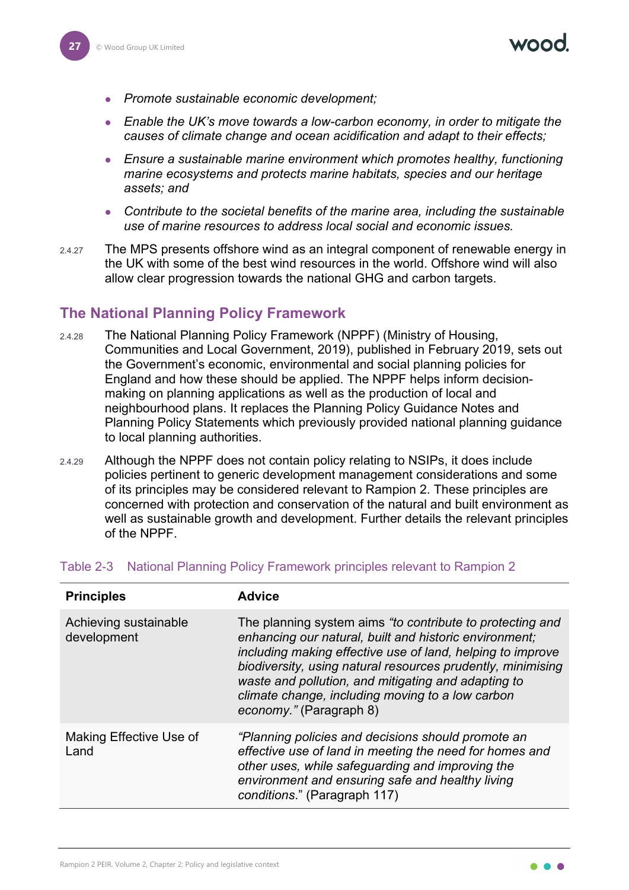- *Promote sustainable economic development;*
- *Enable the UK's move towards a low-carbon economy, in order to mitigate the causes of climate change and ocean acidification and adapt to their effects;*
- *Ensure a sustainable marine environment which promotes healthy, functioning marine ecosystems and protects marine habitats, species and our heritage assets; and*
- *Contribute to the societal benefits of the marine area, including the sustainable use of marine resources to address local social and economic issues.*

2.4.27 The MPS presents offshore wind as an integral component of renewable energy in the UK with some of the best wind resources in the world. Offshore wind will also allow clear progression towards the national GHG and carbon targets.

## The National Planning Policy Framework

2.4.28 The National Planning Policy Framework (NPPF) (Ministry of Housing, Communities and Local Government, 2019), published in February 2019, sets out the Government's economic, environmental and social planning policies for England and how these should be applied. The NPPF helps inform decision-making on planning applications as well as the production of local and neighbourhood plans. It replaces the Planning Policy Guidance Notes and Planning Policy Statements which previously provided national planning guidance to local planning authorities.

2.4.29 Although the NPPF does not contain policy relating to NSIPs, it does include policies pertinent to generic development management considerations and some of its principles may be considered relevant to Rampion 2. These principles are concerned with protection and conservation of the natural and built environment as well as sustainable growth and development. Further details the relevant principles of the NPPF.

Table 2-3 National Planning Policy Framework principles relevant to Rampion 2

| Principles | Advice |
|---|---|
| Achieving sustainable development | The planning system aims *"to contribute to protecting and enhancing our natural, built and historic environment; including making effective use of land, helping to improve biodiversity, using natural resources prudently, minimising waste and pollution, and mitigating and adapting to climate change, including moving to a low carbon economy."* (Paragraph 8) |
| Making Effective Use of Land | *"Planning policies and decisions should promote an effective use of land in meeting the need for homes and other uses, while safeguarding and improving the environment and ensuring safe and healthy living conditions*." (Paragraph 117) |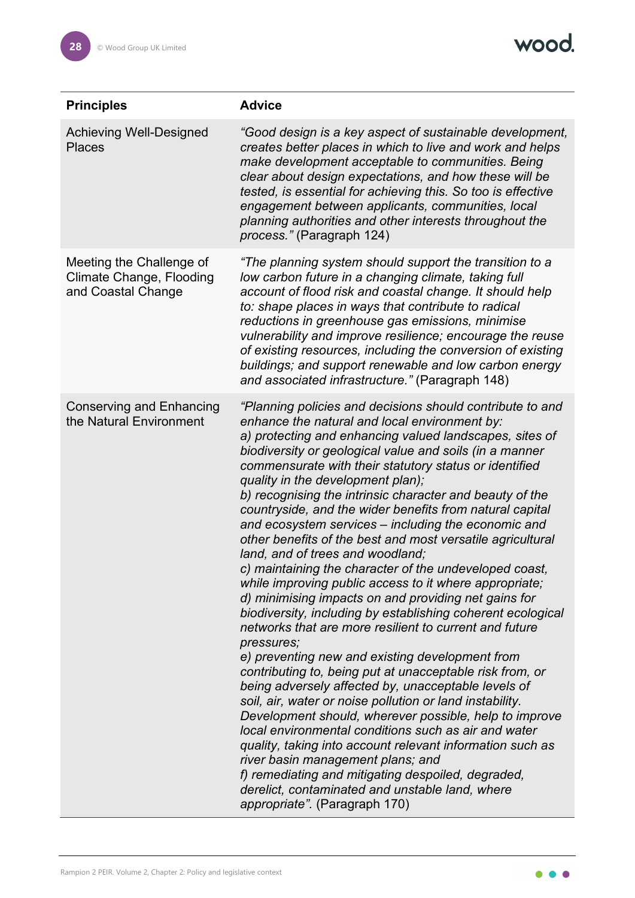| Principles | Advice |
|---|---|
| Achieving Well-Designed Places | *"Good design is a key aspect of sustainable development, creates better places in which to live and work and helps make development acceptable to communities. Being clear about design expectations, and how these will be tested, is essential for achieving this. So too is effective engagement between applicants, communities, local planning authorities and other interests throughout the process."* (Paragraph 124) |
| Meeting the Challenge of Climate Change, Flooding and Coastal Change | *"The planning system should support the transition to a low carbon future in a changing climate, taking full account of flood risk and coastal change. It should help to: shape places in ways that contribute to radical reductions in greenhouse gas emissions, minimise vulnerability and improve resilience; encourage the reuse of existing resources, including the conversion of existing buildings; and support renewable and low carbon energy and associated infrastructure."* (Paragraph 148) |
| Conserving and Enhancing the Natural Environment | *"Planning policies and decisions should contribute to and enhance the natural and local environment by:*<br>*a) protecting and enhancing valued landscapes, sites of biodiversity or geological value and soils (in a manner commensurate with their statutory status or identified quality in the development plan);*<br>*b) recognising the intrinsic character and beauty of the countryside, and the wider benefits from natural capital and ecosystem services – including the economic and other benefits of the best and most versatile agricultural land, and of trees and woodland;*<br>*c) maintaining the character of the undeveloped coast, while improving public access to it where appropriate;*<br>*d) minimising impacts on and providing net gains for biodiversity, including by establishing coherent ecological networks that are more resilient to current and future pressures;*<br>*e) preventing new and existing development from contributing to, being put at unacceptable risk from, or being adversely affected by, unacceptable levels of soil, air, water or noise pollution or land instability. Development should, wherever possible, help to improve local environmental conditions such as air and water quality, taking into account relevant information such as river basin management plans; and*<br>*f) remediating and mitigating despoiled, degraded, derelict, contaminated and unstable land, where appropriate".* (Paragraph 170) |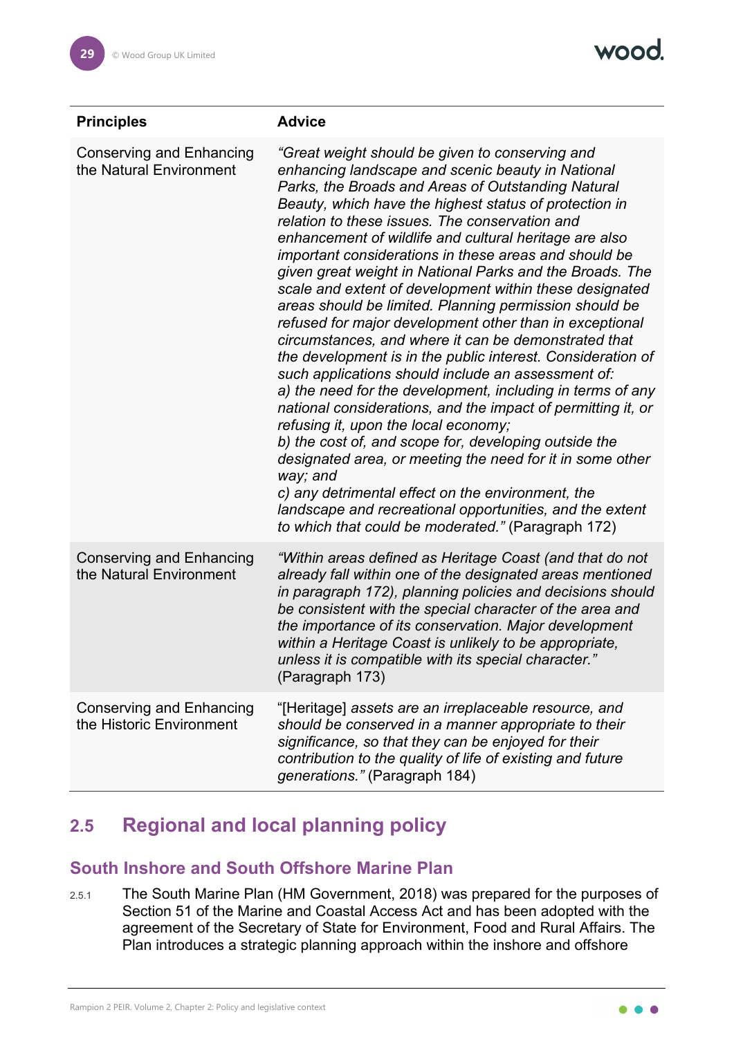| Principles | Advice |
| --- | --- |
| Conserving and Enhancing the Natural Environment | *"Great weight should be given to conserving and enhancing landscape and scenic beauty in National Parks, the Broads and Areas of Outstanding Natural Beauty, which have the highest status of protection in relation to these issues. The conservation and enhancement of wildlife and cultural heritage are also important considerations in these areas and should be given great weight in National Parks and the Broads. The scale and extent of development within these designated areas should be limited. Planning permission should be refused for major development other than in exceptional circumstances, and where it can be demonstrated that the development is in the public interest. Consideration of such applications should include an assessment of:* *a) the need for the development, including in terms of any national considerations, and the impact of permitting it, or refusing it, upon the local economy;* *b) the cost of, and scope for, developing outside the designated area, or meeting the need for it in some other way; and* *c) any detrimental effect on the environment, the landscape and recreational opportunities, and the extent to which that could be moderated."* (Paragraph 172) |
| Conserving and Enhancing the Natural Environment | *"Within areas defined as Heritage Coast (and that do not already fall within one of the designated areas mentioned in paragraph 172), planning policies and decisions should be consistent with the special character of the area and the importance of its conservation. Major development within a Heritage Coast is unlikely to be appropriate, unless it is compatible with its special character."* (Paragraph 173) |
| Conserving and Enhancing the Historic Environment | "[Heritage] *assets are an irreplaceable resource, and should be conserved in a manner appropriate to their significance, so that they can be enjoyed for their contribution to the quality of life of existing and future generations."* (Paragraph 184) |

## 2.5 Regional and local planning policy

### South Inshore and South Offshore Marine Plan

2.5.1 The South Marine Plan (HM Government, 2018) was prepared for the purposes of Section 51 of the Marine and Coastal Access Act and has been adopted with the agreement of the Secretary of State for Environment, Food and Rural Affairs. The Plan introduces a strategic planning approach within the inshore and offshore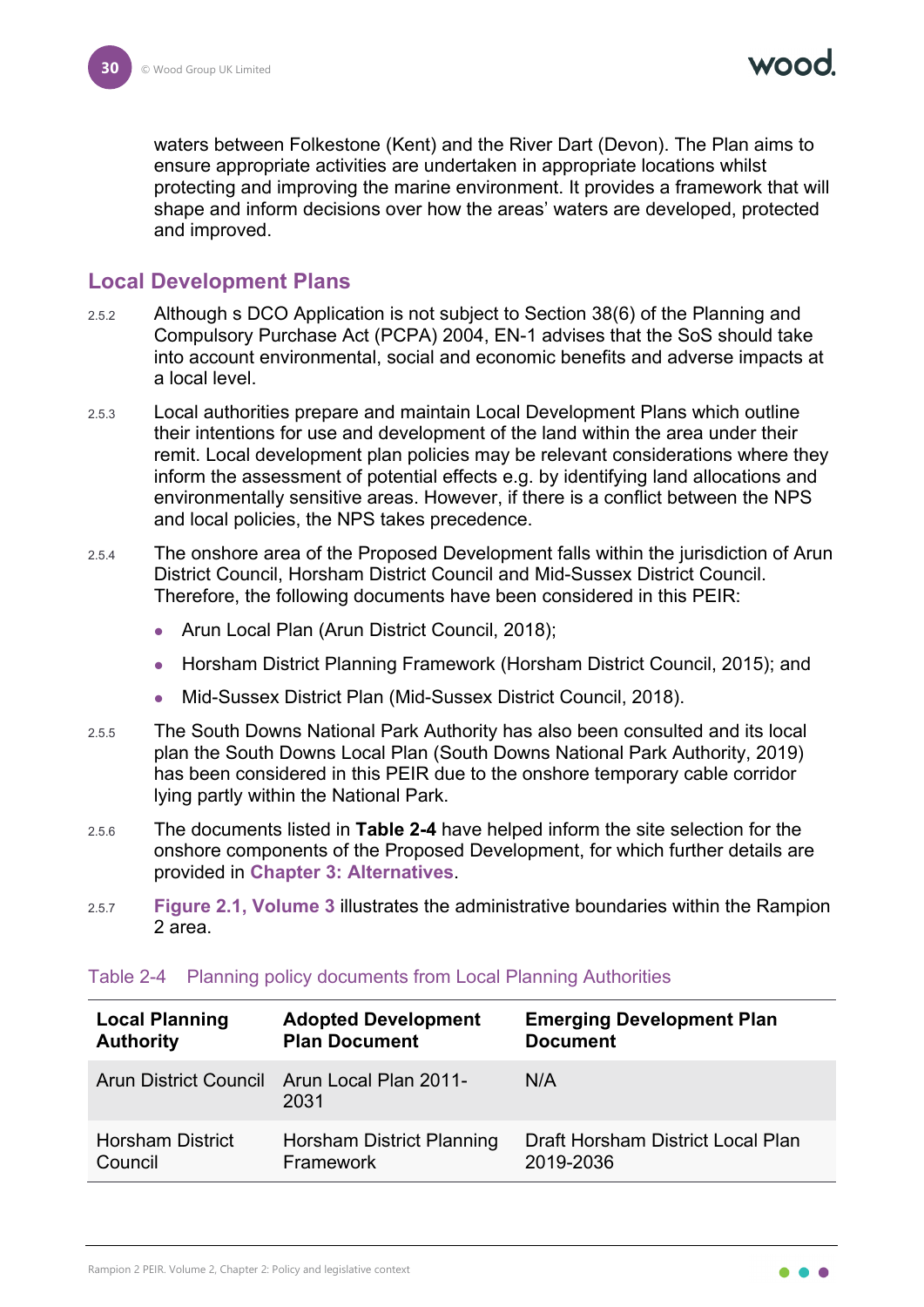waters between Folkestone (Kent) and the River Dart (Devon). The Plan aims to ensure appropriate activities are undertaken in appropriate locations whilst protecting and improving the marine environment. It provides a framework that will shape and inform decisions over how the areas' waters are developed, protected and improved.

## Local Development Plans

2.5.2 Although s DCO Application is not subject to Section 38(6) of the Planning and Compulsory Purchase Act (PCPA) 2004, EN-1 advises that the SoS should take into account environmental, social and economic benefits and adverse impacts at a local level.

2.5.3 Local authorities prepare and maintain Local Development Plans which outline their intentions for use and development of the land within the area under their remit. Local development plan policies may be relevant considerations where they inform the assessment of potential effects e.g. by identifying land allocations and environmentally sensitive areas. However, if there is a conflict between the NPS and local policies, the NPS takes precedence.

2.5.4 The onshore area of the Proposed Development falls within the jurisdiction of Arun District Council, Horsham District Council and Mid-Sussex District Council. Therefore, the following documents have been considered in this PEIR:

- Arun Local Plan (Arun District Council, 2018);
- Horsham District Planning Framework (Horsham District Council, 2015); and
- Mid-Sussex District Plan (Mid-Sussex District Council, 2018).

2.5.5 The South Downs National Park Authority has also been consulted and its local plan the South Downs Local Plan (South Downs National Park Authority, 2019) has been considered in this PEIR due to the onshore temporary cable corridor lying partly within the National Park.

2.5.6 The documents listed in **Table 2-4** have helped inform the site selection for the onshore components of the Proposed Development, for which further details are provided in **Chapter 3: Alternatives**.

2.5.7 **Figure 2.1, Volume 3** illustrates the administrative boundaries within the Rampion 2 area.

Table 2-4 Planning policy documents from Local Planning Authorities

| Local Planning Authority | Adopted Development Plan Document | Emerging Development Plan Document |
|---|---|---|
| Arun District Council | Arun Local Plan 2011-2031 | N/A |
| Horsham District Council | Horsham District Planning Framework | Draft Horsham District Local Plan 2019-2036 |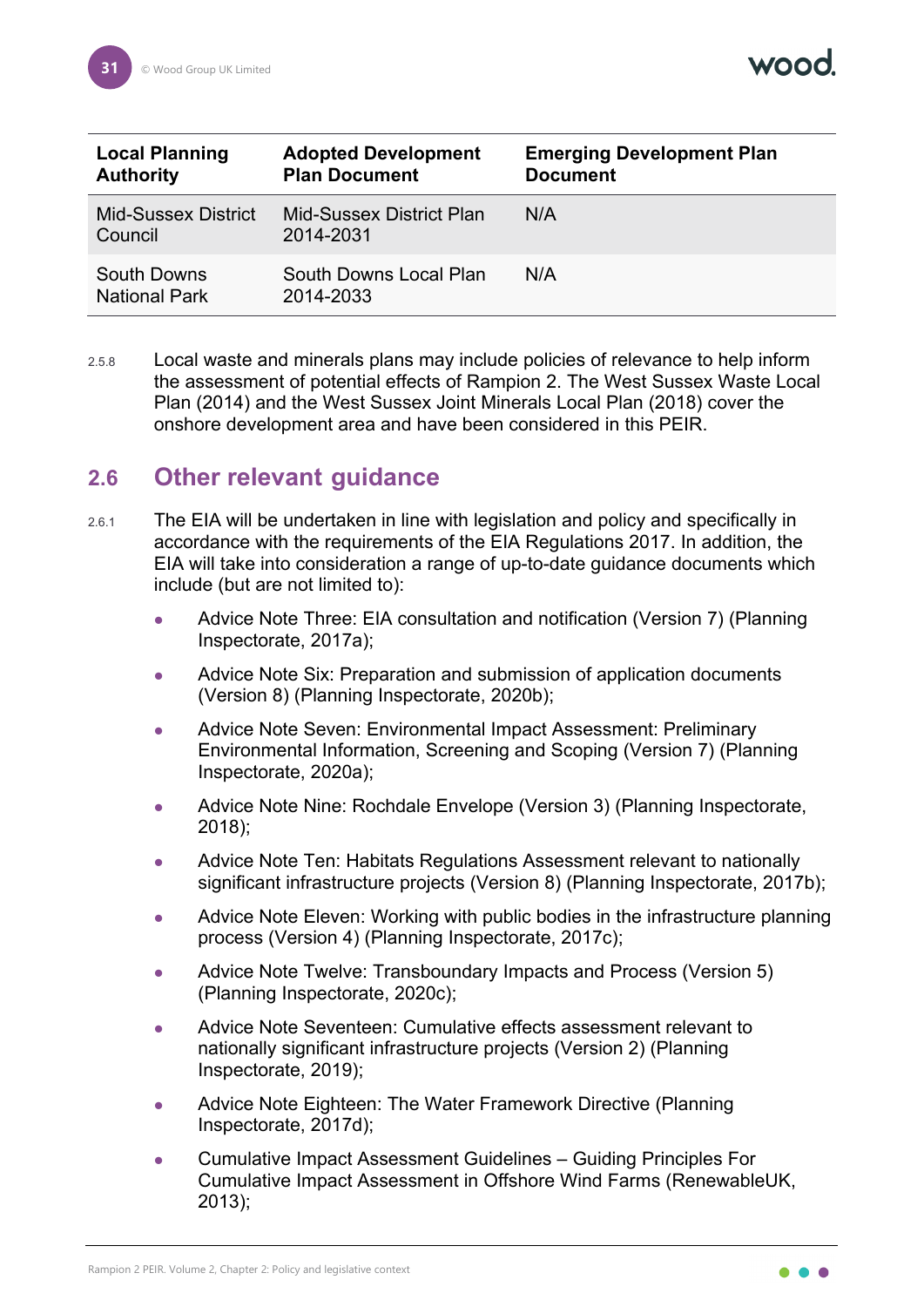| Local Planning Authority | Adopted Development Plan Document | Emerging Development Plan Document |
|---|---|---|
| Mid-Sussex District Council | Mid-Sussex District Plan 2014-2031 | N/A |
| South Downs National Park | South Downs Local Plan 2014-2033 | N/A |

2.5.8 Local waste and minerals plans may include policies of relevance to help inform the assessment of potential effects of Rampion 2. The West Sussex Waste Local Plan (2014) and the West Sussex Joint Minerals Local Plan (2018) cover the onshore development area and have been considered in this PEIR.

## 2.6 Other relevant guidance

2.6.1 The EIA will be undertaken in line with legislation and policy and specifically in accordance with the requirements of the EIA Regulations 2017. In addition, the EIA will take into consideration a range of up-to-date guidance documents which include (but are not limited to):

- Advice Note Three: EIA consultation and notification (Version 7) (Planning Inspectorate, 2017a);
- Advice Note Six: Preparation and submission of application documents (Version 8) (Planning Inspectorate, 2020b);
- Advice Note Seven: Environmental Impact Assessment: Preliminary Environmental Information, Screening and Scoping (Version 7) (Planning Inspectorate, 2020a);
- Advice Note Nine: Rochdale Envelope (Version 3) (Planning Inspectorate, 2018);
- Advice Note Ten: Habitats Regulations Assessment relevant to nationally significant infrastructure projects (Version 8) (Planning Inspectorate, 2017b);
- Advice Note Eleven: Working with public bodies in the infrastructure planning process (Version 4) (Planning Inspectorate, 2017c);
- Advice Note Twelve: Transboundary Impacts and Process (Version 5) (Planning Inspectorate, 2020c);
- Advice Note Seventeen: Cumulative effects assessment relevant to nationally significant infrastructure projects (Version 2) (Planning Inspectorate, 2019);
- Advice Note Eighteen: The Water Framework Directive (Planning Inspectorate, 2017d);
- Cumulative Impact Assessment Guidelines – Guiding Principles For Cumulative Impact Assessment in Offshore Wind Farms (RenewableUK, 2013);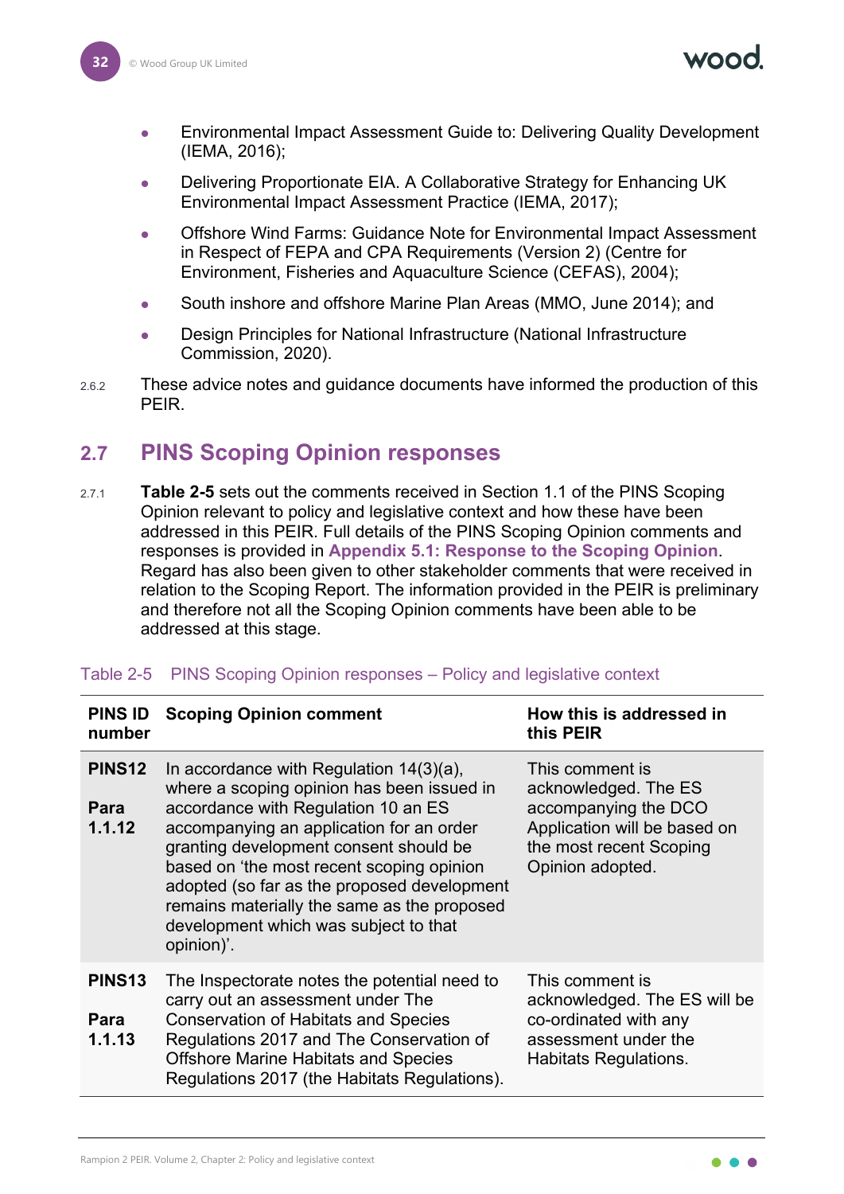- Environmental Impact Assessment Guide to: Delivering Quality Development (IEMA, 2016);
- Delivering Proportionate EIA. A Collaborative Strategy for Enhancing UK Environmental Impact Assessment Practice (IEMA, 2017);
- Offshore Wind Farms: Guidance Note for Environmental Impact Assessment in Respect of FEPA and CPA Requirements (Version 2) (Centre for Environment, Fisheries and Aquaculture Science (CEFAS), 2004);
- South inshore and offshore Marine Plan Areas (MMO, June 2014); and
- Design Principles for National Infrastructure (National Infrastructure Commission, 2020).

2.6.2 These advice notes and guidance documents have informed the production of this PEIR.

## 2.7 PINS Scoping Opinion responses

2.7.1 **Table 2-5** sets out the comments received in Section 1.1 of the PINS Scoping Opinion relevant to policy and legislative context and how these have been addressed in this PEIR. Full details of the PINS Scoping Opinion comments and responses is provided in **Appendix 5.1: Response to the Scoping Opinion**. Regard has also been given to other stakeholder comments that were received in relation to the Scoping Report. The information provided in the PEIR is preliminary and therefore not all the Scoping Opinion comments have been able to be addressed at this stage.

Table 2-5 PINS Scoping Opinion responses – Policy and legislative context

| PINS ID number | Scoping Opinion comment | How this is addressed in this PEIR |
|---|---|---|
| **PINS12** **Para 1.1.12** | In accordance with Regulation 14(3)(a), where a scoping opinion has been issued in accordance with Regulation 10 an ES accompanying an application for an order granting development consent should be based on 'the most recent scoping opinion adopted (so far as the proposed development remains materially the same as the proposed development which was subject to that opinion)'. | This comment is acknowledged. The ES accompanying the DCO Application will be based on the most recent Scoping Opinion adopted. |
| **PINS13** **Para 1.1.13** | The Inspectorate notes the potential need to carry out an assessment under The Conservation of Habitats and Species Regulations 2017 and The Conservation of Offshore Marine Habitats and Species Regulations 2017 (the Habitats Regulations). | This comment is acknowledged. The ES will be co-ordinated with any assessment under the Habitats Regulations. |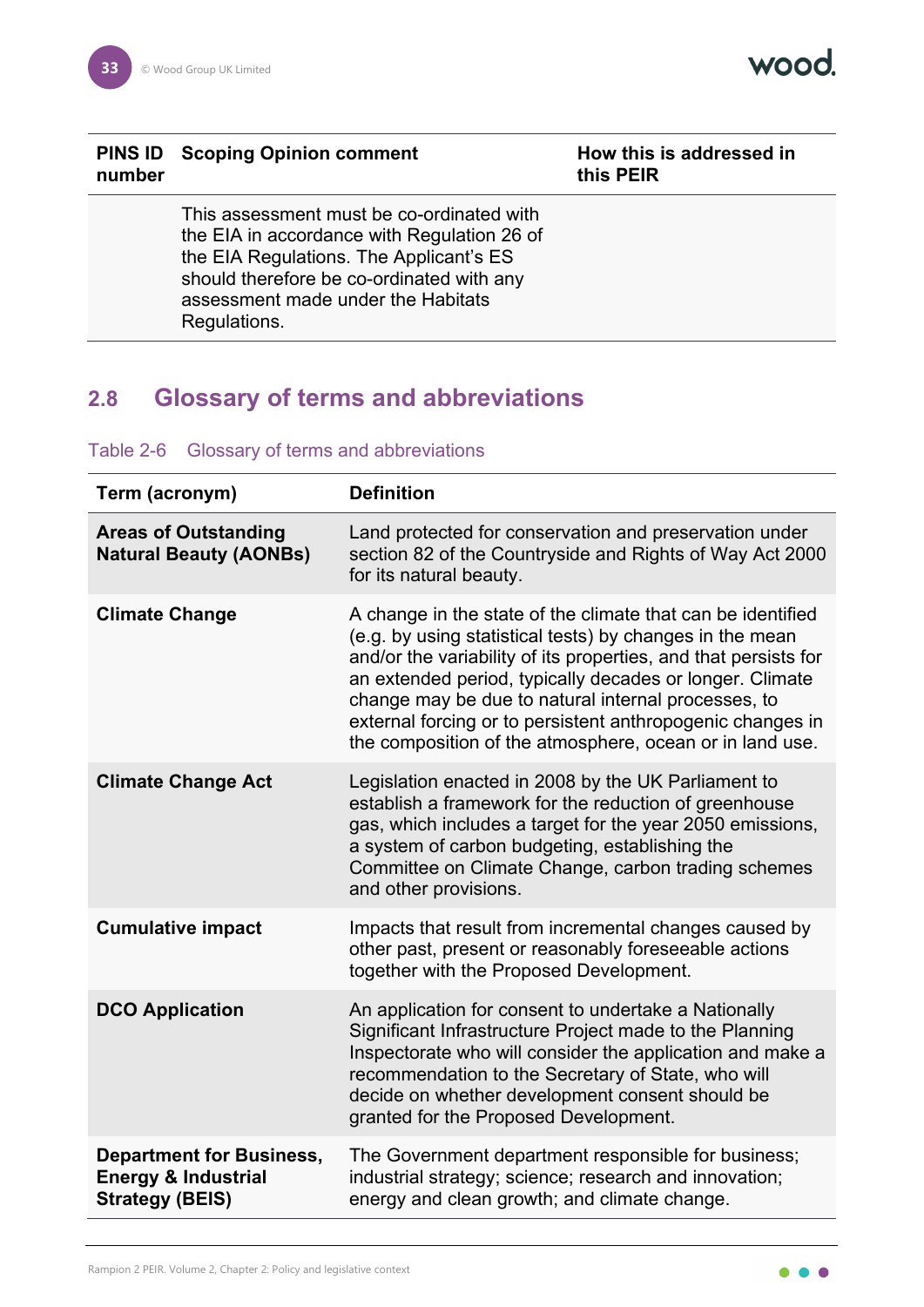| PINS ID number | Scoping Opinion comment | How this is addressed in this PEIR |
|---|---|---|
| | This assessment must be co-ordinated with the EIA in accordance with Regulation 26 of the EIA Regulations. The Applicant's ES should therefore be co-ordinated with any assessment made under the Habitats Regulations. | |

## 2.8 Glossary of terms and abbreviations

Table 2-6 Glossary of terms and abbreviations

| Term (acronym) | Definition |
|---|---|
| **Areas of Outstanding Natural Beauty (AONBs)** | Land protected for conservation and preservation under section 82 of the Countryside and Rights of Way Act 2000 for its natural beauty. |
| **Climate Change** | A change in the state of the climate that can be identified (e.g. by using statistical tests) by changes in the mean and/or the variability of its properties, and that persists for an extended period, typically decades or longer. Climate change may be due to natural internal processes, to external forcing or to persistent anthropogenic changes in the composition of the atmosphere, ocean or in land use. |
| **Climate Change Act** | Legislation enacted in 2008 by the UK Parliament to establish a framework for the reduction of greenhouse gas, which includes a target for the year 2050 emissions, a system of carbon budgeting, establishing the Committee on Climate Change, carbon trading schemes and other provisions. |
| **Cumulative impact** | Impacts that result from incremental changes caused by other past, present or reasonably foreseeable actions together with the Proposed Development. |
| **DCO Application** | An application for consent to undertake a Nationally Significant Infrastructure Project made to the Planning Inspectorate who will consider the application and make a recommendation to the Secretary of State, who will decide on whether development consent should be granted for the Proposed Development. |
| **Department for Business, Energy & Industrial Strategy (BEIS)** | The Government department responsible for business; industrial strategy; science; research and innovation; energy and clean growth; and climate change. |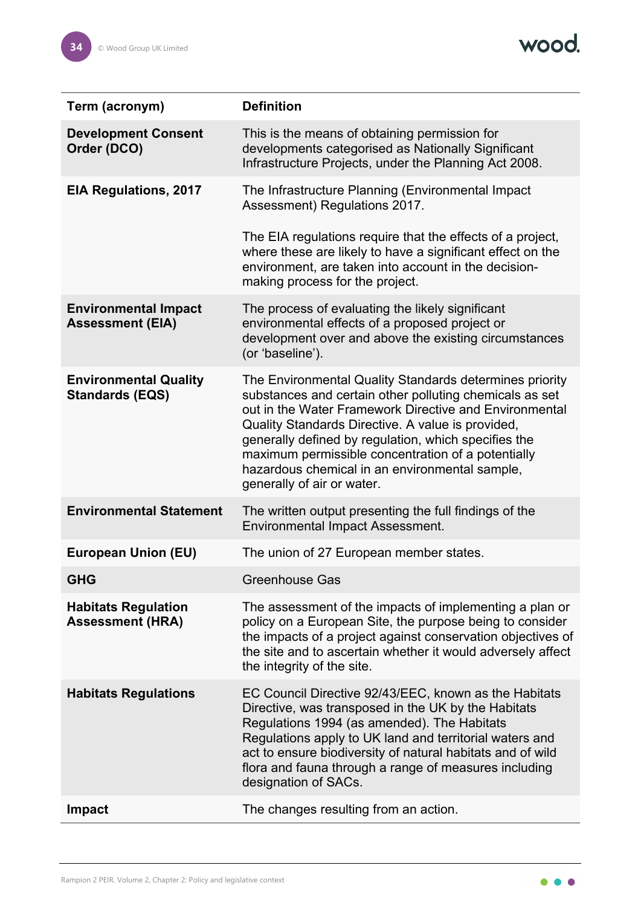| Term (acronym) | Definition |
|---|---|
| **Development Consent Order (DCO)** | This is the means of obtaining permission for developments categorised as Nationally Significant Infrastructure Projects, under the Planning Act 2008. |
| **EIA Regulations, 2017** | The Infrastructure Planning (Environmental Impact Assessment) Regulations 2017. <br><br> The EIA regulations require that the effects of a project, where these are likely to have a significant effect on the environment, are taken into account in the decision-making process for the project. |
| **Environmental Impact Assessment (EIA)** | The process of evaluating the likely significant environmental effects of a proposed project or development over and above the existing circumstances (or 'baseline'). |
| **Environmental Quality Standards (EQS)** | The Environmental Quality Standards determines priority substances and certain other polluting chemicals as set out in the Water Framework Directive and Environmental Quality Standards Directive. A value is provided, generally defined by regulation, which specifies the maximum permissible concentration of a potentially hazardous chemical in an environmental sample, generally of air or water. |
| **Environmental Statement** | The written output presenting the full findings of the Environmental Impact Assessment. |
| **European Union (EU)** | The union of 27 European member states. |
| **GHG** | Greenhouse Gas |
| **Habitats Regulation Assessment (HRA)** | The assessment of the impacts of implementing a plan or policy on a European Site, the purpose being to consider the impacts of a project against conservation objectives of the site and to ascertain whether it would adversely affect the integrity of the site. |
| **Habitats Regulations** | EC Council Directive 92/43/EEC, known as the Habitats Directive, was transposed in the UK by the Habitats Regulations 1994 (as amended). The Habitats Regulations apply to UK land and territorial waters and act to ensure biodiversity of natural habitats and of wild flora and fauna through a range of measures including designation of SACs. |
| **Impact** | The changes resulting from an action. |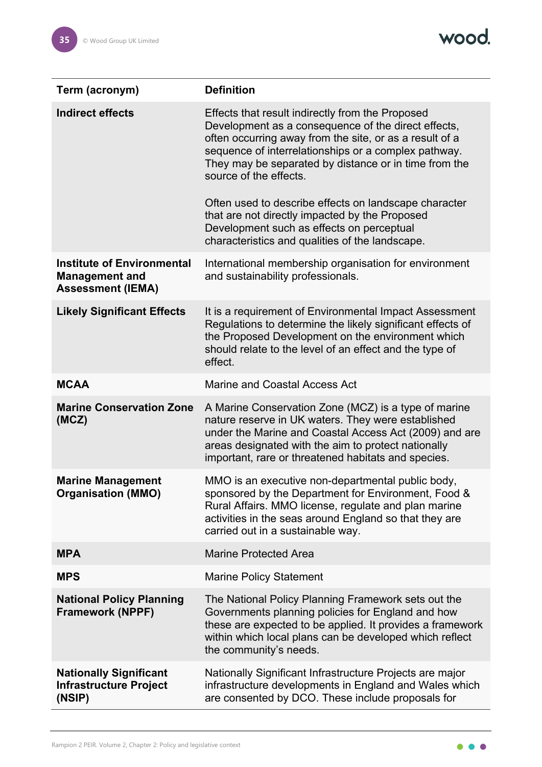| Term (acronym) | Definition |
|---|---|
| **Indirect effects** | Effects that result indirectly from the Proposed Development as a consequence of the direct effects, often occurring away from the site, or as a result of a sequence of interrelationships or a complex pathway. They may be separated by distance or in time from the source of the effects.<br><br>Often used to describe effects on landscape character that are not directly impacted by the Proposed Development such as effects on perceptual characteristics and qualities of the landscape. |
| **Institute of Environmental Management and Assessment (IEMA)** | International membership organisation for environment and sustainability professionals. |
| **Likely Significant Effects** | It is a requirement of Environmental Impact Assessment Regulations to determine the likely significant effects of the Proposed Development on the environment which should relate to the level of an effect and the type of effect. |
| **MCAA** | Marine and Coastal Access Act |
| **Marine Conservation Zone (MCZ)** | A Marine Conservation Zone (MCZ) is a type of marine nature reserve in UK waters. They were established under the Marine and Coastal Access Act (2009) and are areas designated with the aim to protect nationally important, rare or threatened habitats and species. |
| **Marine Management Organisation (MMO)** | MMO is an executive non-departmental public body, sponsored by the Department for Environment, Food & Rural Affairs. MMO license, regulate and plan marine activities in the seas around England so that they are carried out in a sustainable way. |
| **MPA** | Marine Protected Area |
| **MPS** | Marine Policy Statement |
| **National Policy Planning Framework (NPPF)** | The National Policy Planning Framework sets out the Governments planning policies for England and how these are expected to be applied. It provides a framework within which local plans can be developed which reflect the community's needs. |
| **Nationally Significant Infrastructure Project (NSIP)** | Nationally Significant Infrastructure Projects are major infrastructure developments in England and Wales which are consented by DCO. These include proposals for |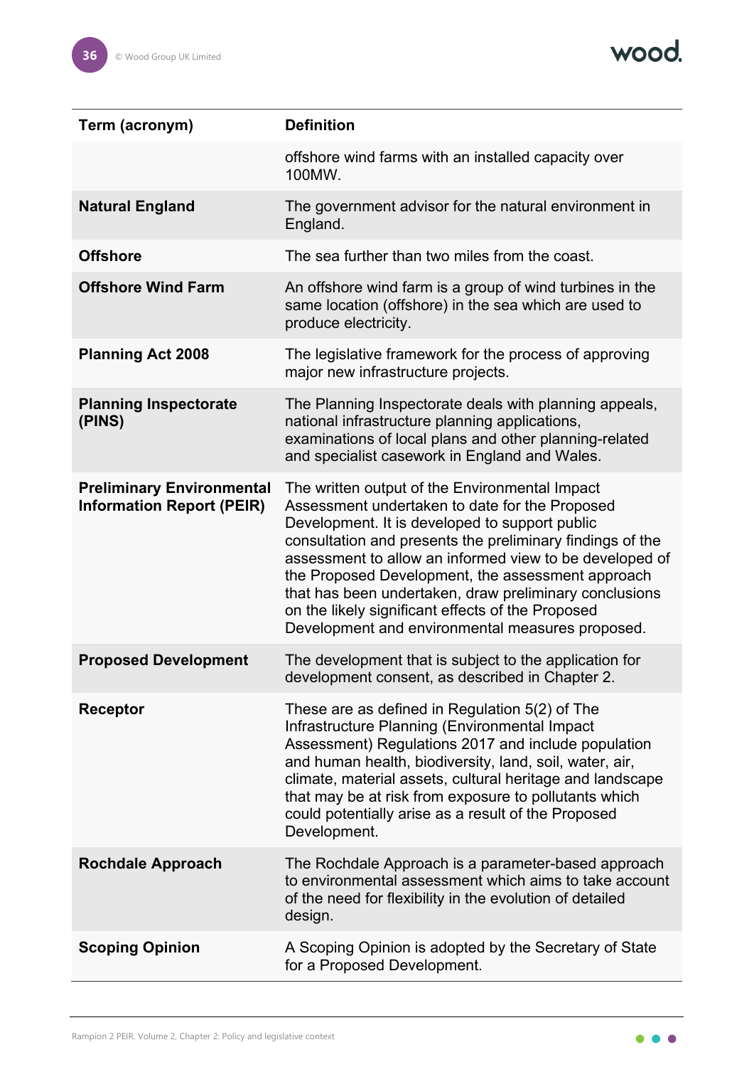| Term (acronym) | Definition |
|---|---|
| | offshore wind farms with an installed capacity over 100MW. |
| **Natural England** | The government advisor for the natural environment in England. |
| **Offshore** | The sea further than two miles from the coast. |
| **Offshore Wind Farm** | An offshore wind farm is a group of wind turbines in the same location (offshore) in the sea which are used to produce electricity. |
| **Planning Act 2008** | The legislative framework for the process of approving major new infrastructure projects. |
| **Planning Inspectorate (PINS)** | The Planning Inspectorate deals with planning appeals, national infrastructure planning applications, examinations of local plans and other planning-related and specialist casework in England and Wales. |
| **Preliminary Environmental Information Report (PEIR)** | The written output of the Environmental Impact Assessment undertaken to date for the Proposed Development. It is developed to support public consultation and presents the preliminary findings of the assessment to allow an informed view to be developed of the Proposed Development, the assessment approach that has been undertaken, draw preliminary conclusions on the likely significant effects of the Proposed Development and environmental measures proposed. |
| **Proposed Development** | The development that is subject to the application for development consent, as described in Chapter 2. |
| **Receptor** | These are as defined in Regulation 5(2) of The Infrastructure Planning (Environmental Impact Assessment) Regulations 2017 and include population and human health, biodiversity, land, soil, water, air, climate, material assets, cultural heritage and landscape that may be at risk from exposure to pollutants which could potentially arise as a result of the Proposed Development. |
| **Rochdale Approach** | The Rochdale Approach is a parameter-based approach to environmental assessment which aims to take account of the need for flexibility in the evolution of detailed design. |
| **Scoping Opinion** | A Scoping Opinion is adopted by the Secretary of State for a Proposed Development. |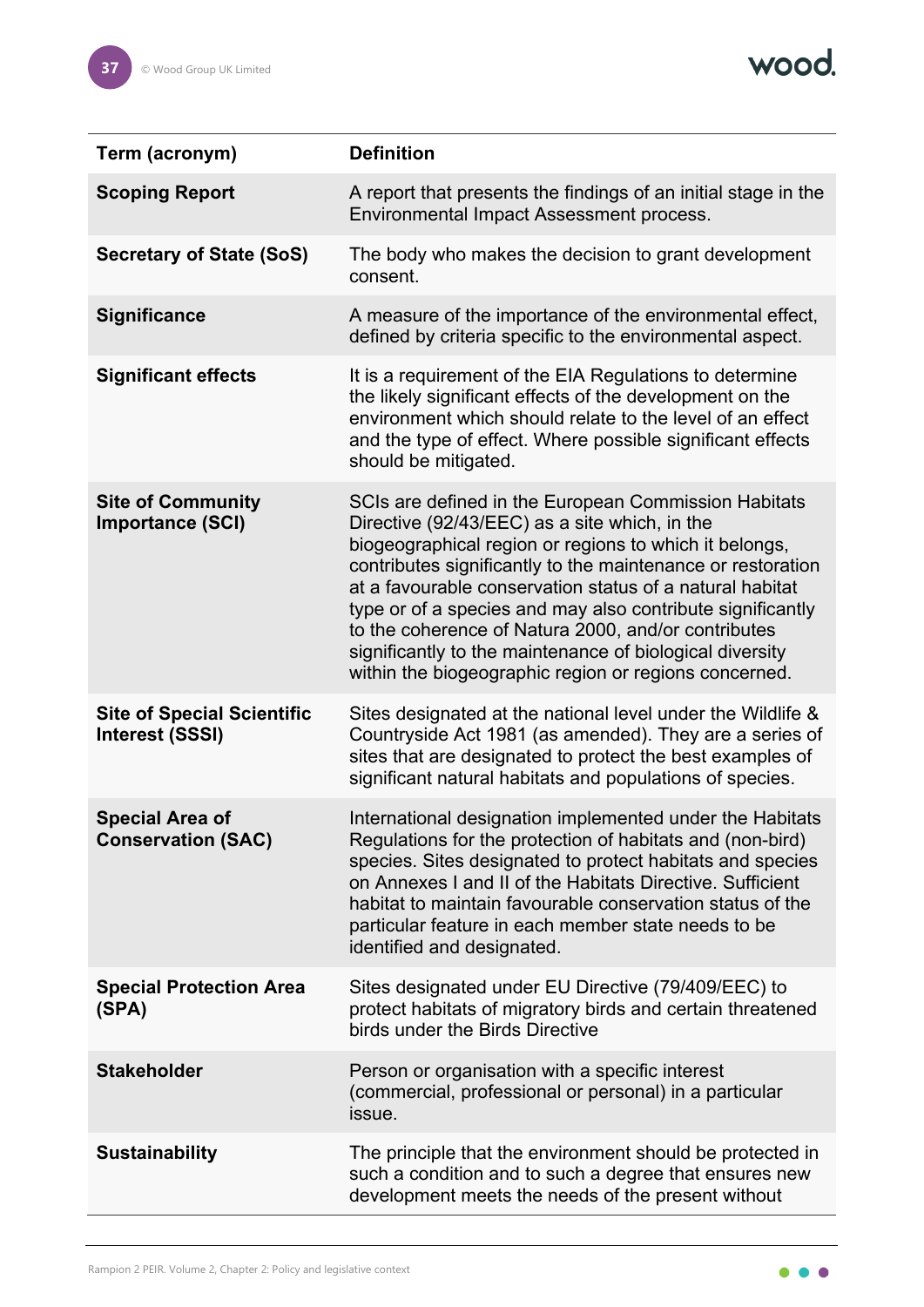| Term (acronym) | Definition |
|---|---|
| **Scoping Report** | A report that presents the findings of an initial stage in the Environmental Impact Assessment process. |
| **Secretary of State (SoS)** | The body who makes the decision to grant development consent. |
| **Significance** | A measure of the importance of the environmental effect, defined by criteria specific to the environmental aspect. |
| **Significant effects** | It is a requirement of the EIA Regulations to determine the likely significant effects of the development on the environment which should relate to the level of an effect and the type of effect. Where possible significant effects should be mitigated. |
| **Site of Community Importance (SCI)** | SCIs are defined in the European Commission Habitats Directive (92/43/EEC) as a site which, in the biogeographical region or regions to which it belongs, contributes significantly to the maintenance or restoration at a favourable conservation status of a natural habitat type or of a species and may also contribute significantly to the coherence of Natura 2000, and/or contributes significantly to the maintenance of biological diversity within the biogeographic region or regions concerned. |
| **Site of Special Scientific Interest (SSSI)** | Sites designated at the national level under the Wildlife & Countryside Act 1981 (as amended). They are a series of sites that are designated to protect the best examples of significant natural habitats and populations of species. |
| **Special Area of Conservation (SAC)** | International designation implemented under the Habitats Regulations for the protection of habitats and (non-bird) species. Sites designated to protect habitats and species on Annexes I and II of the Habitats Directive. Sufficient habitat to maintain favourable conservation status of the particular feature in each member state needs to be identified and designated. |
| **Special Protection Area (SPA)** | Sites designated under EU Directive (79/409/EEC) to protect habitats of migratory birds and certain threatened birds under the Birds Directive |
| **Stakeholder** | Person or organisation with a specific interest (commercial, professional or personal) in a particular issue. |
| **Sustainability** | The principle that the environment should be protected in such a condition and to such a degree that ensures new development meets the needs of the present without |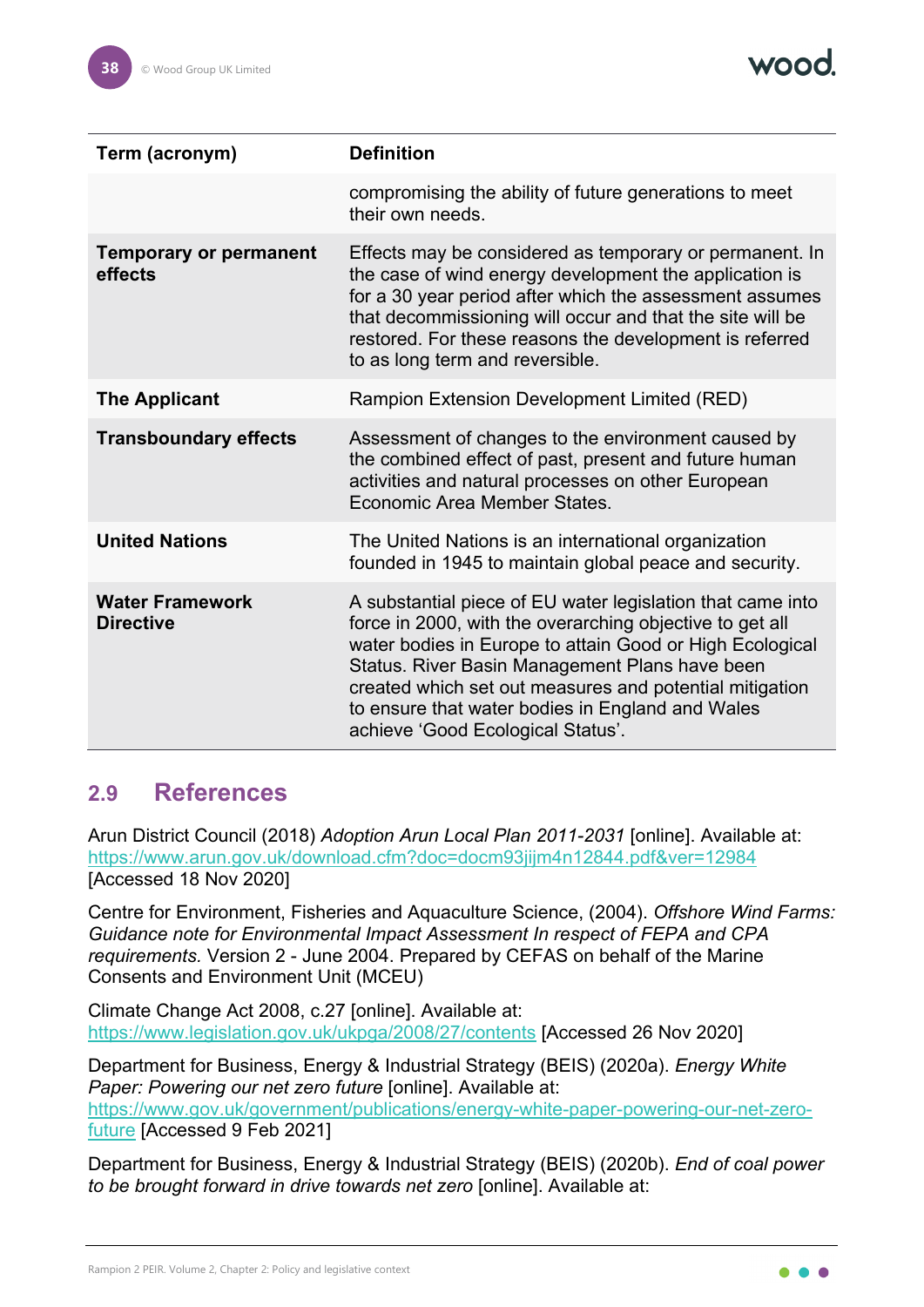| Term (acronym) | Definition |
|---|---|
| | compromising the ability of future generations to meet their own needs. |
| **Temporary or permanent effects** | Effects may be considered as temporary or permanent. In the case of wind energy development the application is for a 30 year period after which the assessment assumes that decommissioning will occur and that the site will be restored. For these reasons the development is referred to as long term and reversible. |
| **The Applicant** | Rampion Extension Development Limited (RED) |
| **Transboundary effects** | Assessment of changes to the environment caused by the combined effect of past, present and future human activities and natural processes on other European Economic Area Member States. |
| **United Nations** | The United Nations is an international organization founded in 1945 to maintain global peace and security. |
| **Water Framework Directive** | A substantial piece of EU water legislation that came into force in 2000, with the overarching objective to get all water bodies in Europe to attain Good or High Ecological Status. River Basin Management Plans have been created which set out measures and potential mitigation to ensure that water bodies in England and Wales achieve 'Good Ecological Status'. |

## 2.9 References

Arun District Council (2018) *Adoption Arun Local Plan 2011-2031* [online]. Available at: https://www.arun.gov.uk/download.cfm?doc=docm93jijm4n12844.pdf&ver=12984 [Accessed 18 Nov 2020]

Centre for Environment, Fisheries and Aquaculture Science, (2004). *Offshore Wind Farms: Guidance note for Environmental Impact Assessment In respect of FEPA and CPA requirements.* Version 2 - June 2004. Prepared by CEFAS on behalf of the Marine Consents and Environment Unit (MCEU)

Climate Change Act 2008, c.27 [online]. Available at: https://www.legislation.gov.uk/ukpga/2008/27/contents [Accessed 26 Nov 2020]

Department for Business, Energy & Industrial Strategy (BEIS) (2020a). *Energy White Paper: Powering our net zero future* [online]. Available at: https://www.gov.uk/government/publications/energy-white-paper-powering-our-net-zero-future [Accessed 9 Feb 2021]

Department for Business, Energy & Industrial Strategy (BEIS) (2020b). *End of coal power to be brought forward in drive towards net zero* [online]. Available at: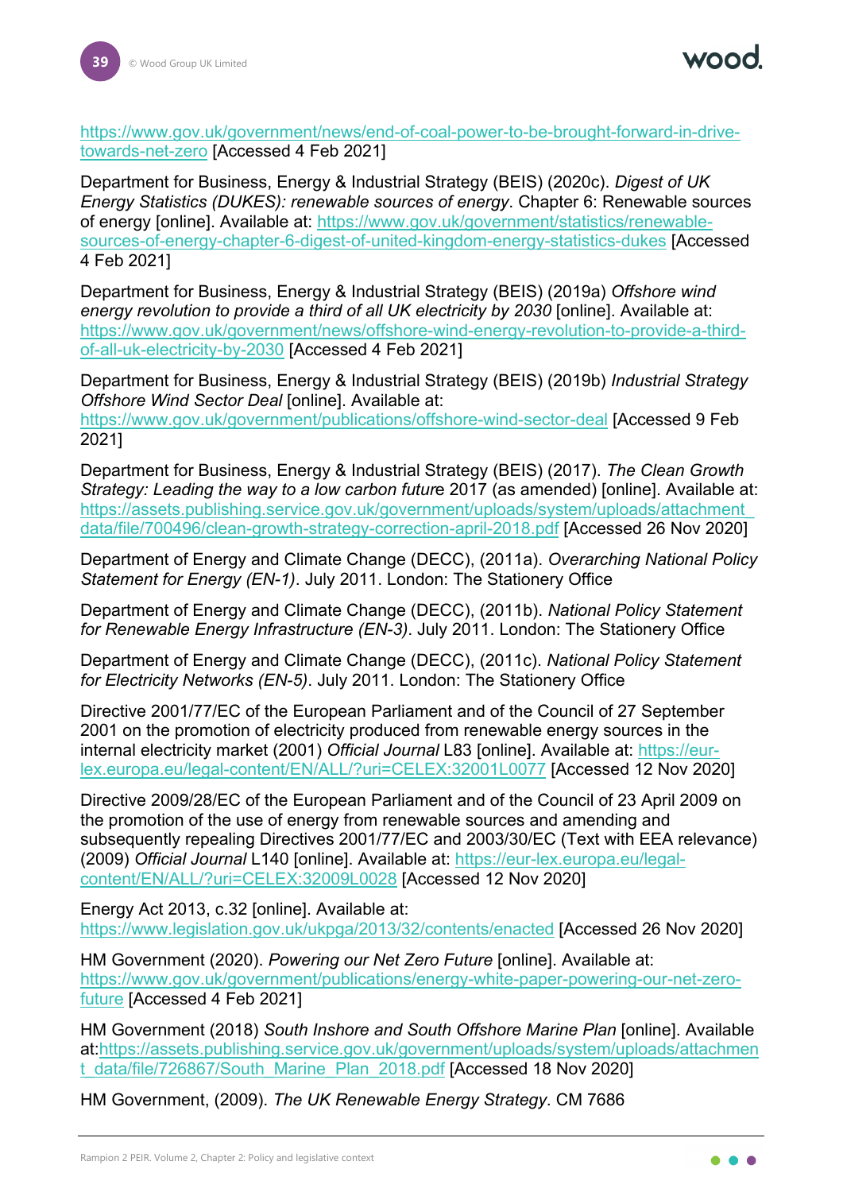https://www.gov.uk/government/news/end-of-coal-power-to-be-brought-forward-in-drive-towards-net-zero [Accessed 4 Feb 2021]

Department for Business, Energy & Industrial Strategy (BEIS) (2020c). *Digest of UK Energy Statistics (DUKES): renewable sources of energy*. Chapter 6: Renewable sources of energy [online]. Available at: https://www.gov.uk/government/statistics/renewable-sources-of-energy-chapter-6-digest-of-united-kingdom-energy-statistics-dukes [Accessed 4 Feb 2021]

Department for Business, Energy & Industrial Strategy (BEIS) (2019a) *Offshore wind energy revolution to provide a third of all UK electricity by 2030* [online]. Available at: https://www.gov.uk/government/news/offshore-wind-energy-revolution-to-provide-a-third-of-all-uk-electricity-by-2030 [Accessed 4 Feb 2021]

Department for Business, Energy & Industrial Strategy (BEIS) (2019b) *Industrial Strategy Offshore Wind Sector Deal* [online]. Available at: https://www.gov.uk/government/publications/offshore-wind-sector-deal [Accessed 9 Feb 2021]

Department for Business, Energy & Industrial Strategy (BEIS) (2017). *The Clean Growth Strategy: Leading the way to a low carbon future* 2017 (as amended) [online]. Available at: https://assets.publishing.service.gov.uk/government/uploads/system/uploads/attachment_data/file/700496/clean-growth-strategy-correction-april-2018.pdf [Accessed 26 Nov 2020]

Department of Energy and Climate Change (DECC), (2011a). *Overarching National Policy Statement for Energy (EN-1)*. July 2011. London: The Stationery Office

Department of Energy and Climate Change (DECC), (2011b). *National Policy Statement for Renewable Energy Infrastructure (EN-3)*. July 2011. London: The Stationery Office

Department of Energy and Climate Change (DECC), (2011c). *National Policy Statement for Electricity Networks (EN-5)*. July 2011. London: The Stationery Office

Directive 2001/77/EC of the European Parliament and of the Council of 27 September 2001 on the promotion of electricity produced from renewable energy sources in the internal electricity market (2001) *Official Journal* L83 [online]. Available at: https://eur-lex.europa.eu/legal-content/EN/ALL/?uri=CELEX:32001L0077 [Accessed 12 Nov 2020]

Directive 2009/28/EC of the European Parliament and of the Council of 23 April 2009 on the promotion of the use of energy from renewable sources and amending and subsequently repealing Directives 2001/77/EC and 2003/30/EC (Text with EEA relevance) (2009) *Official Journal* L140 [online]. Available at: https://eur-lex.europa.eu/legal-content/EN/ALL/?uri=CELEX:32009L0028 [Accessed 12 Nov 2020]

Energy Act 2013, c.32 [online]. Available at: https://www.legislation.gov.uk/ukpga/2013/32/contents/enacted [Accessed 26 Nov 2020]

HM Government (2020). *Powering our Net Zero Future* [online]. Available at: https://www.gov.uk/government/publications/energy-white-paper-powering-our-net-zero-future [Accessed 4 Feb 2021]

HM Government (2018) *South Inshore and South Offshore Marine Plan* [online]. Available at:https://assets.publishing.service.gov.uk/government/uploads/system/uploads/attachment_data/file/726867/South_Marine_Plan_2018.pdf [Accessed 18 Nov 2020]

HM Government, (2009). *The UK Renewable Energy Strategy*. CM 7686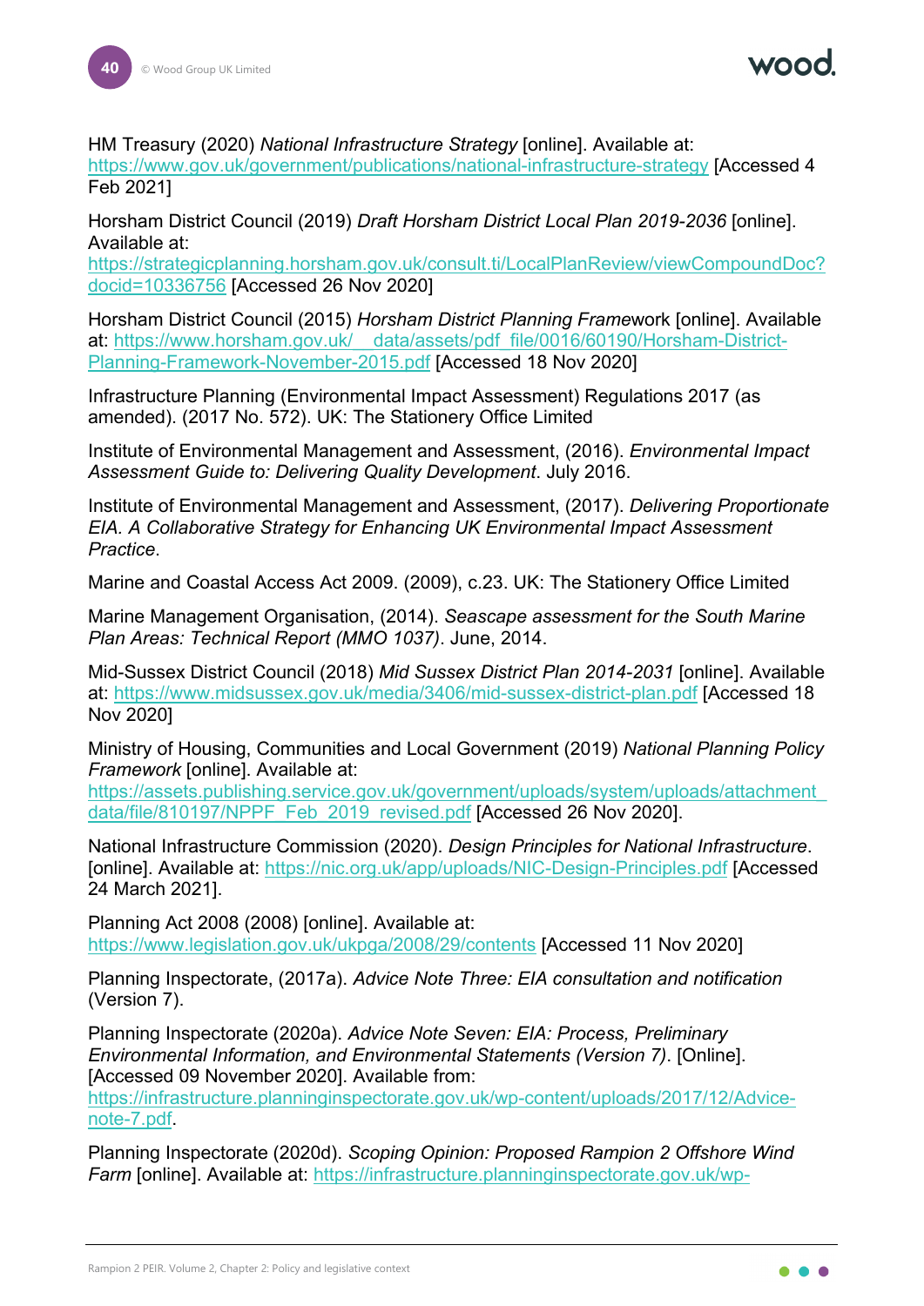HM Treasury (2020) *National Infrastructure Strategy* [online]. Available at: https://www.gov.uk/government/publications/national-infrastructure-strategy [Accessed 4 Feb 2021]

Horsham District Council (2019) *Draft Horsham District Local Plan 2019-2036* [online]. Available at: https://strategicplanning.horsham.gov.uk/consult.ti/LocalPlanReview/viewCompoundDoc?docid=10336756 [Accessed 26 Nov 2020]

Horsham District Council (2015) *Horsham District Planning Frame*work [online]. Available at: https://www.horsham.gov.uk/__data/assets/pdf_file/0016/60190/Horsham-District-Planning-Framework-November-2015.pdf [Accessed 18 Nov 2020]

Infrastructure Planning (Environmental Impact Assessment) Regulations 2017 (as amended). (2017 No. 572). UK: The Stationery Office Limited

Institute of Environmental Management and Assessment, (2016). *Environmental Impact Assessment Guide to: Delivering Quality Development*. July 2016.

Institute of Environmental Management and Assessment, (2017). *Delivering Proportionate EIA. A Collaborative Strategy for Enhancing UK Environmental Impact Assessment Practice*.

Marine and Coastal Access Act 2009. (2009), c.23. UK: The Stationery Office Limited

Marine Management Organisation, (2014). *Seascape assessment for the South Marine Plan Areas: Technical Report (MMO 1037)*. June, 2014.

Mid-Sussex District Council (2018) *Mid Sussex District Plan 2014-2031* [online]. Available at: https://www.midsussex.gov.uk/media/3406/mid-sussex-district-plan.pdf [Accessed 18 Nov 2020]

Ministry of Housing, Communities and Local Government (2019) *National Planning Policy Framework* [online]. Available at: https://assets.publishing.service.gov.uk/government/uploads/system/uploads/attachment_data/file/810197/NPPF_Feb_2019_revised.pdf [Accessed 26 Nov 2020].

National Infrastructure Commission (2020). *Design Principles for National Infrastructure*. [online]. Available at: https://nic.org.uk/app/uploads/NIC-Design-Principles.pdf [Accessed 24 March 2021].

Planning Act 2008 (2008) [online]. Available at: https://www.legislation.gov.uk/ukpga/2008/29/contents [Accessed 11 Nov 2020]

Planning Inspectorate, (2017a). *Advice Note Three: EIA consultation and notification* (Version 7).

Planning Inspectorate (2020a). *Advice Note Seven: EIA: Process, Preliminary Environmental Information, and Environmental Statements (Version 7)*. [Online]. [Accessed 09 November 2020]. Available from: https://infrastructure.planninginspectorate.gov.uk/wp-content/uploads/2017/12/Advice-note-7.pdf.

Planning Inspectorate (2020d). *Scoping Opinion: Proposed Rampion 2 Offshore Wind Farm* [online]. Available at: https://infrastructure.planninginspectorate.gov.uk/wp-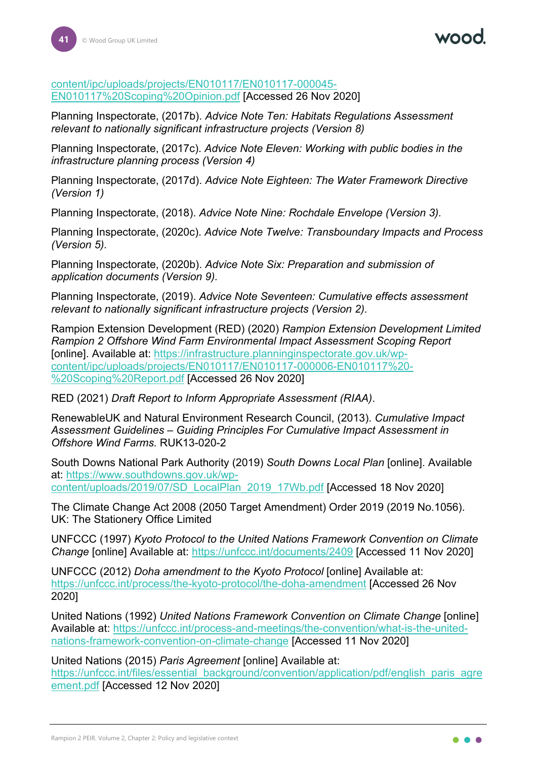content/ipc/uploads/projects/EN010117/EN010117-000045-EN010117%20Scoping%20Opinion.pdf [Accessed 26 Nov 2020]

Planning Inspectorate, (2017b). *Advice Note Ten: Habitats Regulations Assessment relevant to nationally significant infrastructure projects (Version 8)*

Planning Inspectorate, (2017c). *Advice Note Eleven: Working with public bodies in the infrastructure planning process (Version 4)*

Planning Inspectorate, (2017d). *Advice Note Eighteen: The Water Framework Directive (Version 1)*

Planning Inspectorate, (2018). *Advice Note Nine: Rochdale Envelope (Version 3).*

Planning Inspectorate, (2020c). *Advice Note Twelve: Transboundary Impacts and Process (Version 5).*

Planning Inspectorate, (2020b). *Advice Note Six: Preparation and submission of application documents (Version 9).*

Planning Inspectorate, (2019). *Advice Note Seventeen: Cumulative effects assessment relevant to nationally significant infrastructure projects (Version 2).*

Rampion Extension Development (RED) (2020) *Rampion Extension Development Limited Rampion 2 Offshore Wind Farm Environmental Impact Assessment Scoping Report* [online]. Available at: https://infrastructure.planninginspectorate.gov.uk/wp-content/ipc/uploads/projects/EN010117/EN010117-000006-EN010117%20-%20Scoping%20Report.pdf [Accessed 26 Nov 2020]

RED (2021) *Draft Report to Inform Appropriate Assessment (RIAA)*.

RenewableUK and Natural Environment Research Council, (2013). *Cumulative Impact Assessment Guidelines – Guiding Principles For Cumulative Impact Assessment in Offshore Wind Farms.* RUK13-020-2

South Downs National Park Authority (2019) *South Downs Local Plan* [online]. Available at: https://www.southdowns.gov.uk/wp-content/uploads/2019/07/SD_LocalPlan_2019_17Wb.pdf [Accessed 18 Nov 2020]

The Climate Change Act 2008 (2050 Target Amendment) Order 2019 (2019 No.1056). UK: The Stationery Office Limited

UNFCCC (1997) *Kyoto Protocol to the United Nations Framework Convention on Climate Change* [online] Available at: https://unfccc.int/documents/2409 [Accessed 11 Nov 2020]

UNFCCC (2012) *Doha amendment to the Kyoto Protocol* [online] Available at: https://unfccc.int/process/the-kyoto-protocol/the-doha-amendment [Accessed 26 Nov 2020]

United Nations (1992) *United Nations Framework Convention on Climate Change* [online] Available at: https://unfccc.int/process-and-meetings/the-convention/what-is-the-united-nations-framework-convention-on-climate-change [Accessed 11 Nov 2020]

United Nations (2015) *Paris Agreement* [online] Available at: https://unfccc.int/files/essential_background/convention/application/pdf/english_paris_agreement.pdf [Accessed 12 Nov 2020]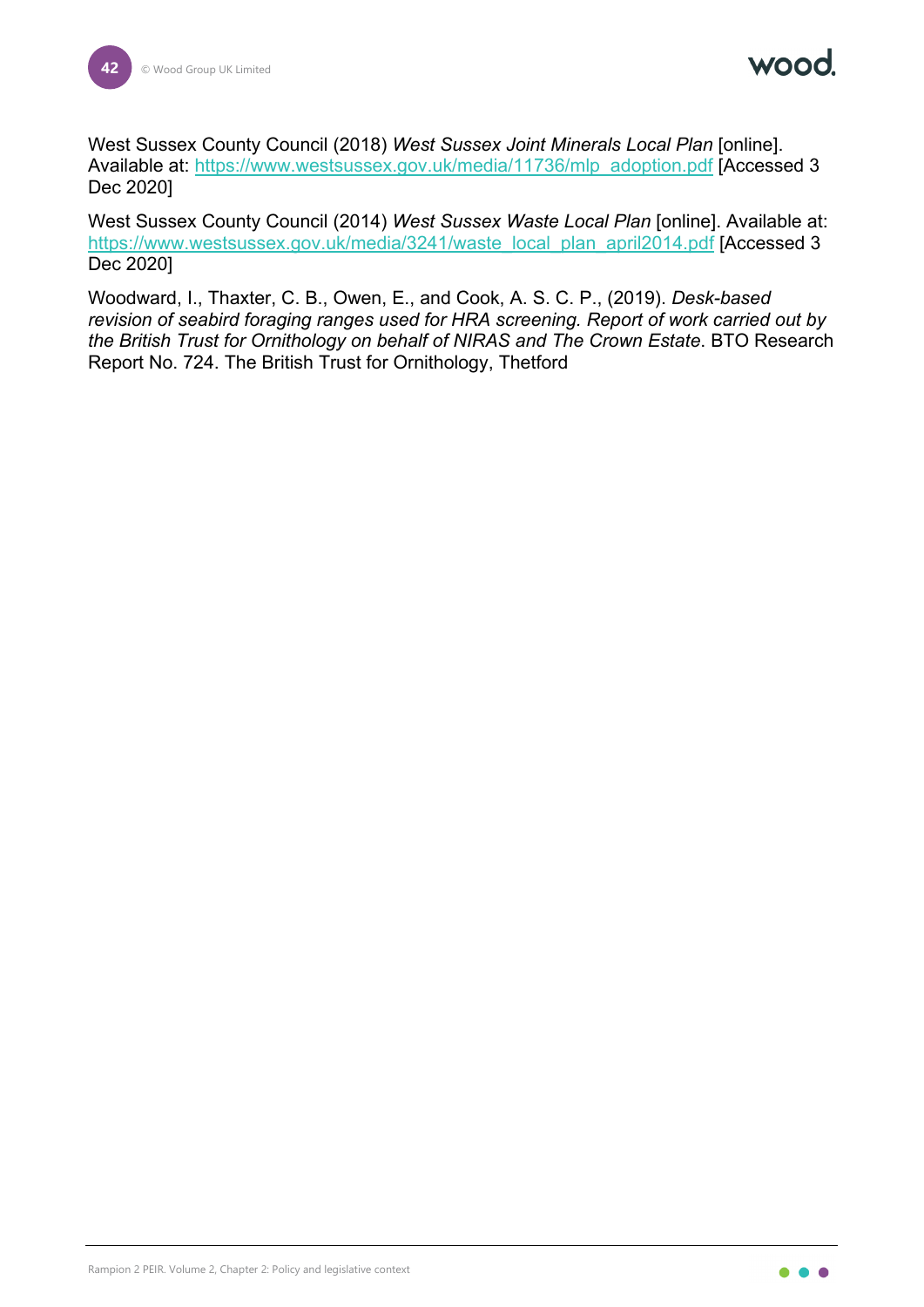West Sussex County Council (2018) *West Sussex Joint Minerals Local Plan* [online]. Available at: https://www.westsussex.gov.uk/media/11736/mlp_adoption.pdf [Accessed 3 Dec 2020]

West Sussex County Council (2014) *West Sussex Waste Local Plan* [online]. Available at: https://www.westsussex.gov.uk/media/3241/waste_local_plan_april2014.pdf [Accessed 3 Dec 2020]

Woodward, I., Thaxter, C. B., Owen, E., and Cook, A. S. C. P., (2019). *Desk-based revision of seabird foraging ranges used for HRA screening. Report of work carried out by the British Trust for Ornithology on behalf of NIRAS and The Crown Estate*. BTO Research Report No. 724. The British Trust for Ornithology, Thetford